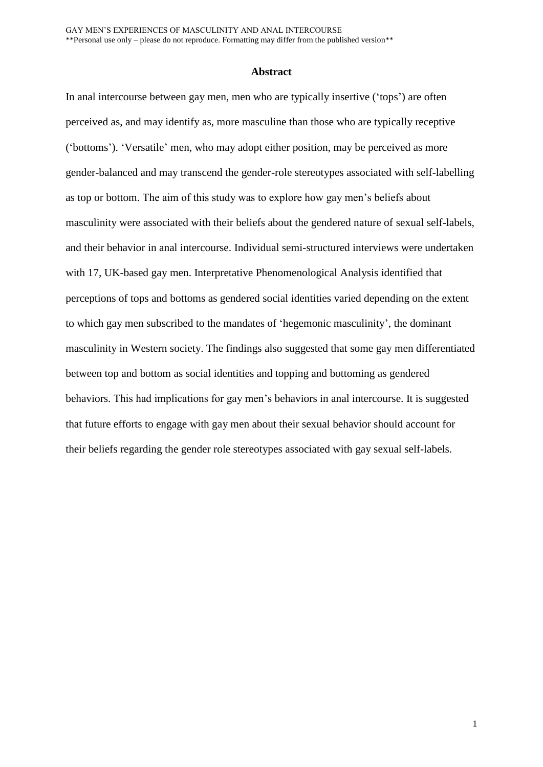## Abstract

In anal intercourse between gay men, men who are typically insertive ('tops') are often perceived as, and may identify as, more masculine than those who are typically receptive ('bottoms'). 'Versatile' men, who may adopt either position, may be perceived as more gender-balanced and may transcend the gender-role stereotypes associated with self-labelling as top or bottom. The aim of this study was to explore how gay men's beliefs about masculinity were associated with their beliefs about the gendered nature of sexual self-labels, and their behavior in anal intercourse. Individual semi-structured interviews were undertaken with 17, UK-based gay men. Interpretative Phenomenological Analysis identified that perceptions of tops and bottoms as gendered social identities varied depending on the extent to which gay men subscribed to the mandates of 'hegemonic masculinity', the dominant masculinity in Western society. The findings also suggested that some gay men differentiated between top and bottom as social identities and topping and bottoming as gendered behaviors. This had implications for gay men's behaviors in anal intercourse. It is suggested that future efforts to engage with gay men about their sexual behavior should account for their beliefs regarding the gender role stereotypes associated with gay sexual self-labels.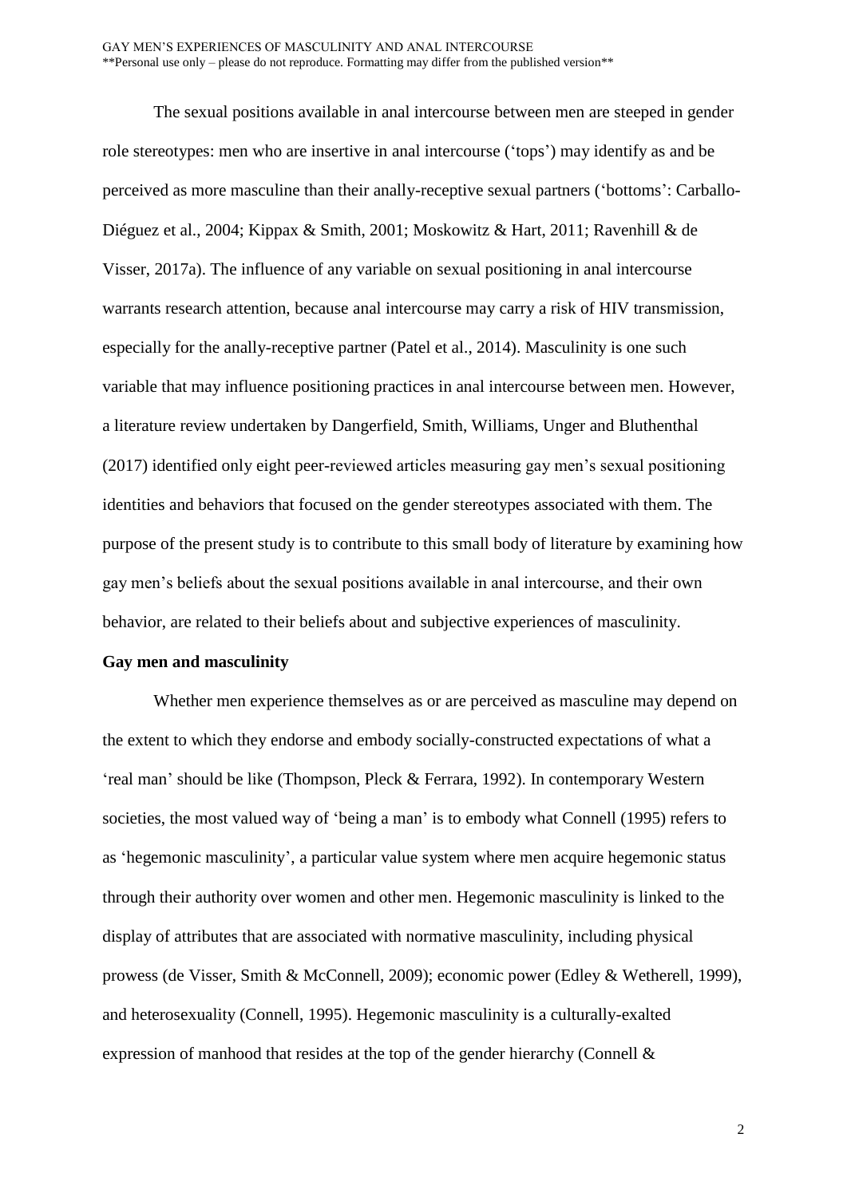The sexual positions available in anal intercourse between men are steeped in gender role stereotypes: men who are insertive in anal intercourse ('tops') may identify as and be perceived as more masculine than their anally-receptive sexual partners ('bottoms': Carballo-Diéguez et al., 2004; Kippax & Smith, 2001; Moskowitz & Hart, 2011; Ravenhill & de Visser, 2017a). The influence of any variable on sexual positioning in anal intercourse warrants research attention, because anal intercourse may carry a risk of HIV transmission, especially for the anally-receptive partner (Patel et al., 2014). Masculinity is one such variable that may influence positioning practices in anal intercourse between men. However, a literature review undertaken by Dangerfield, Smith, Williams, Unger and Bluthenthal (2017) identified only eight peer-reviewed articles measuring gay men's sexual positioning identities and behaviors that focused on the gender stereotypes associated with them. The purpose of the present study is to contribute to this small body of literature by examining how gay men's beliefs about the sexual positions available in anal intercourse, and their own behavior, are related to their beliefs about and subjective experiences of masculinity.

**Gay men and masculinity**

Whether men experience themselves as or are perceived as masculine may depend on the extent to which they endorse and embody socially-constructed expectations of what a 'real man' should be like (Thompson, Pleck & Ferrara, 1992). In contemporary Western societies, the most valued way of 'being a man' is to embody what Connell (1995) refers to as 'hegemonic masculinity', a particular value system where men acquire hegemonic status through their authority over women and other men. Hegemonic masculinity is linked to the display of attributes that are associated with normative masculinity, including physical prowess (de Visser, Smith & McConnell, 2009); economic power (Edley & Wetherell, 1999), and heterosexuality (Connell, 1995). Hegemonic masculinity is a culturally-exalted expression of manhood that resides at the top of the gender hierarchy (Connell &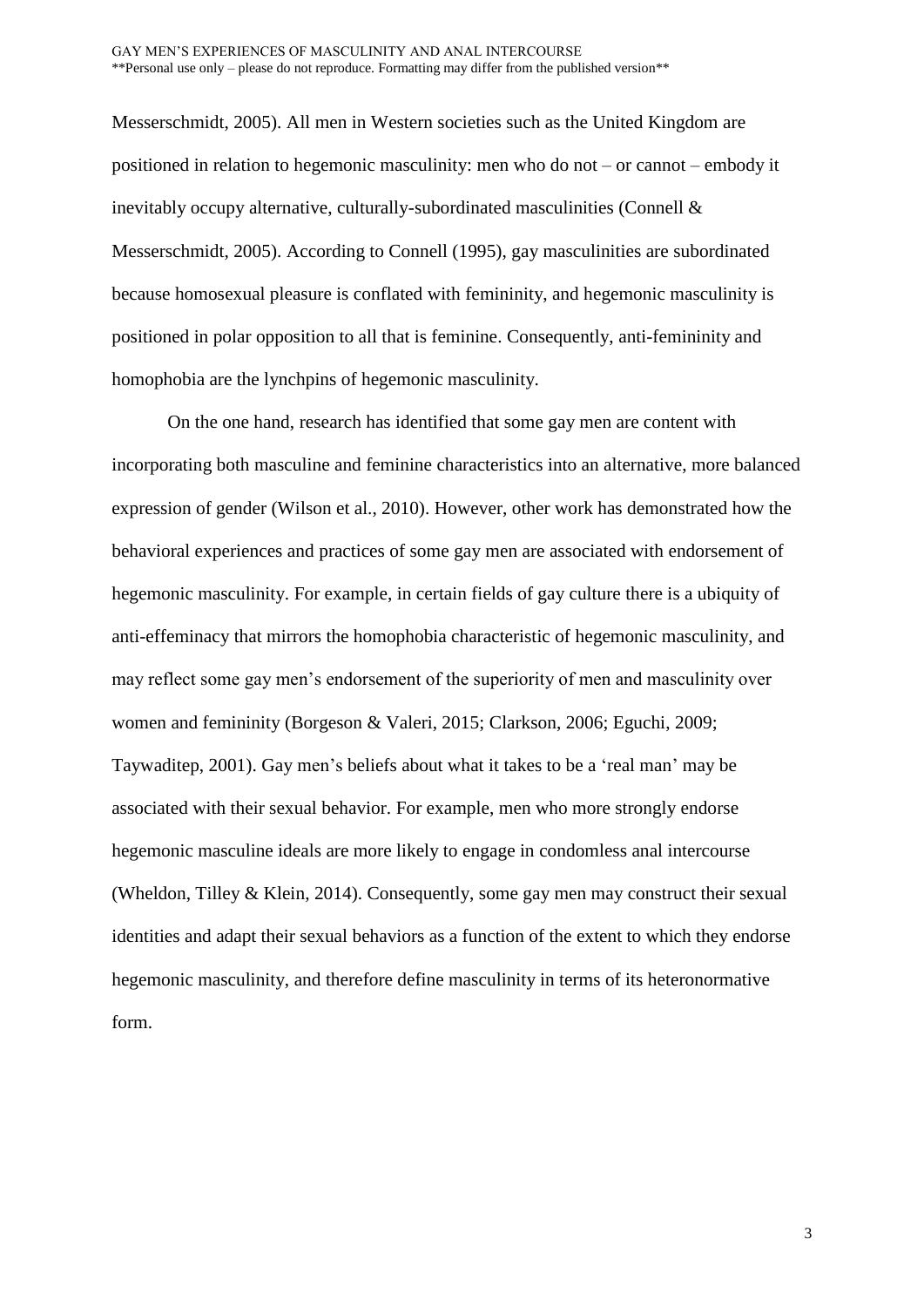Messerschmidt, 2005). All men in Western societies such as the United Kingdom are positioned in relation to hegemonic masculinity: men who do not – or cannot – embody it inevitably occupy alternative, culturally-subordinated masculinities (Connell & Messerschmidt, 2005). According to Connell (1995), gay masculinities are subordinated because homosexual pleasure is conflated with femininity, and hegemonic masculinity is positioned in polar opposition to all that is feminine. Consequently, anti-femininity and homophobia are the lynchpins of hegemonic masculinity.

On the one hand, research has identified that some gay men are content with incorporating both masculine and feminine characteristics into an alternative, more balanced expression of gender (Wilson et al., 2010). However, other work has demonstrated how the behavioral experiences and practices of some gay men are associated with endorsement of hegemonic masculinity. For example, in certain fields of gay culture there is a ubiquity of anti-effeminacy that mirrors the homophobia characteristic of hegemonic masculinity, and may reflect some gay men's endorsement of the superiority of men and masculinity over women and femininity (Borgeson & Valeri, 2015; Clarkson, 2006; Eguchi, 2009; Taywaditep, 2001). Gay men's beliefs about what it takes to be a 'real man' may be associated with their sexual behavior. For example, men who more strongly endorse hegemonic masculine ideals are more likely to engage in condomless anal intercourse (Wheldon, Tilley & Klein, 2014). Consequently, some gay men may construct their sexual identities and adapt their sexual behaviors as a function of the extent to which they endorse hegemonic masculinity, and therefore define masculinity in terms of its heteronormative form.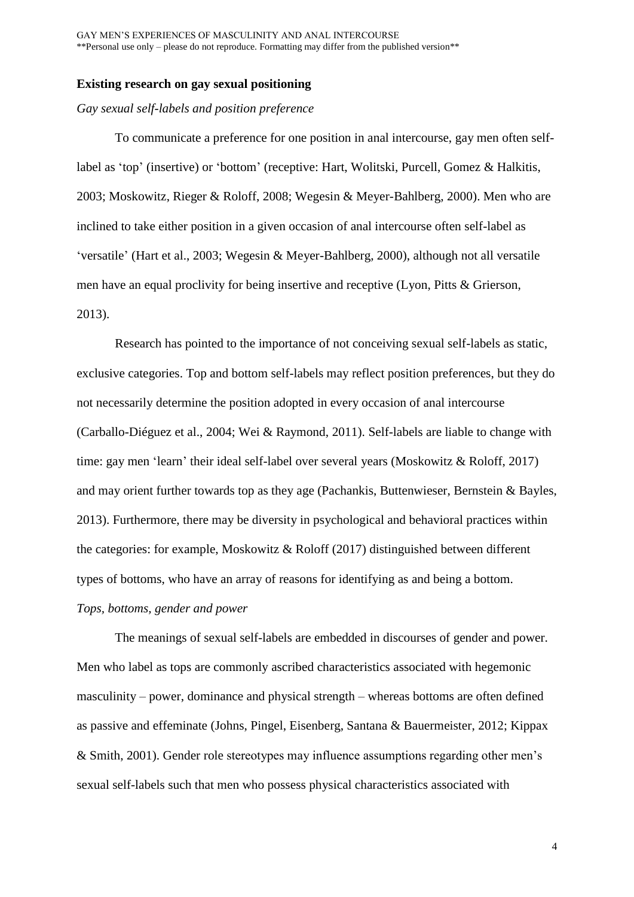## Existing research on gay sexual positioning

### *Gay sexual self-labels and position preference*

To communicate a preference for one position in anal intercourse, gay men often self-label as 'top' (insertive) or 'bottom' (receptive: Hart, Wolitski, Purcell, Gomez & Halkitis, 2003; Moskowitz, Rieger & Roloff, 2008; Wegesin & Meyer-Bahlberg, 2000). Men who are inclined to take either position in a given occasion of anal intercourse often self-label as 'versatile' (Hart et al., 2003; Wegesin & Meyer-Bahlberg, 2000), although not all versatile men have an equal proclivity for being insertive and receptive (Lyon, Pitts & Grierson, 2013).

Research has pointed to the importance of not conceiving sexual self-labels as static, exclusive categories. Top and bottom self-labels may reflect position preferences, but they do not necessarily determine the position adopted in every occasion of anal intercourse (Carballo-Diéguez et al., 2004; Wei & Raymond, 2011). Self-labels are liable to change with time: gay men 'learn' their ideal self-label over several years (Moskowitz & Roloff, 2017) and may orient further towards top as they age (Pachankis, Buttenwieser, Bernstein & Bayles, 2013). Furthermore, there may be diversity in psychological and behavioral practices within the categories: for example, Moskowitz & Roloff (2017) distinguished between different types of bottoms, who have an array of reasons for identifying as and being a bottom.

### *Tops, bottoms, gender and power*

The meanings of sexual self-labels are embedded in discourses of gender and power. Men who label as tops are commonly ascribed characteristics associated with hegemonic masculinity – power, dominance and physical strength – whereas bottoms are often defined as passive and effeminate (Johns, Pingel, Eisenberg, Santana & Bauermeister, 2012; Kippax & Smith, 2001). Gender role stereotypes may influence assumptions regarding other men's sexual self-labels such that men who possess physical characteristics associated with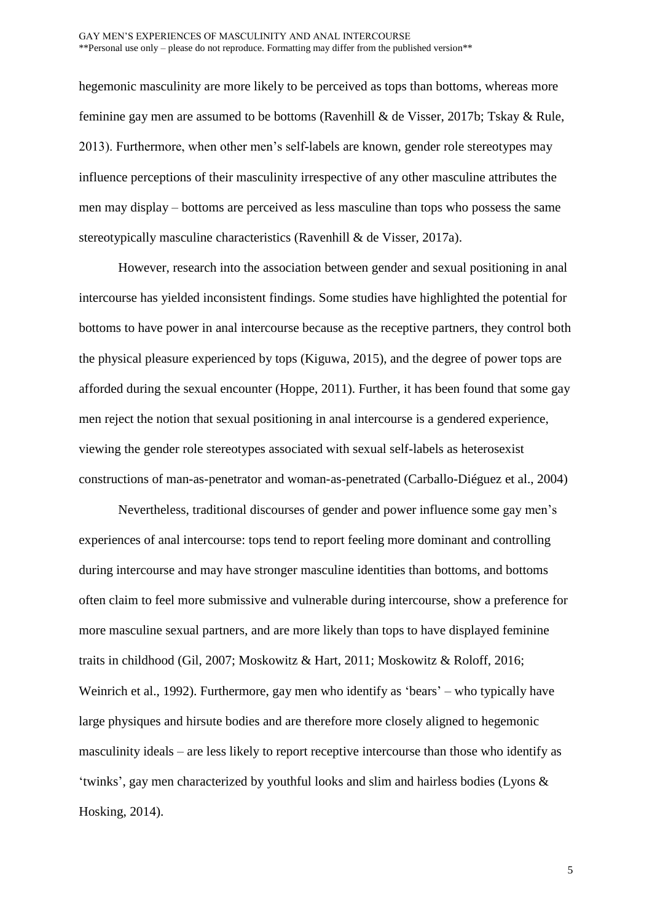hegemonic masculinity are more likely to be perceived as tops than bottoms, whereas more feminine gay men are assumed to be bottoms (Ravenhill & de Visser, 2017b; Tskay & Rule, 2013). Furthermore, when other men's self-labels are known, gender role stereotypes may influence perceptions of their masculinity irrespective of any other masculine attributes the men may display – bottoms are perceived as less masculine than tops who possess the same stereotypically masculine characteristics (Ravenhill & de Visser, 2017a).

However, research into the association between gender and sexual positioning in anal intercourse has yielded inconsistent findings. Some studies have highlighted the potential for bottoms to have power in anal intercourse because as the receptive partners, they control both the physical pleasure experienced by tops (Kiguwa, 2015), and the degree of power tops are afforded during the sexual encounter (Hoppe, 2011). Further, it has been found that some gay men reject the notion that sexual positioning in anal intercourse is a gendered experience, viewing the gender role stereotypes associated with sexual self-labels as heterosexist constructions of man-as-penetrator and woman-as-penetrated (Carballo-Diéguez et al., 2004)

Nevertheless, traditional discourses of gender and power influence some gay men's experiences of anal intercourse: tops tend to report feeling more dominant and controlling during intercourse and may have stronger masculine identities than bottoms, and bottoms often claim to feel more submissive and vulnerable during intercourse, show a preference for more masculine sexual partners, and are more likely than tops to have displayed feminine traits in childhood (Gil, 2007; Moskowitz & Hart, 2011; Moskowitz & Roloff, 2016; Weinrich et al., 1992). Furthermore, gay men who identify as 'bears' – who typically have large physiques and hirsute bodies and are therefore more closely aligned to hegemonic masculinity ideals – are less likely to report receptive intercourse than those who identify as 'twinks', gay men characterized by youthful looks and slim and hairless bodies (Lyons & Hosking, 2014).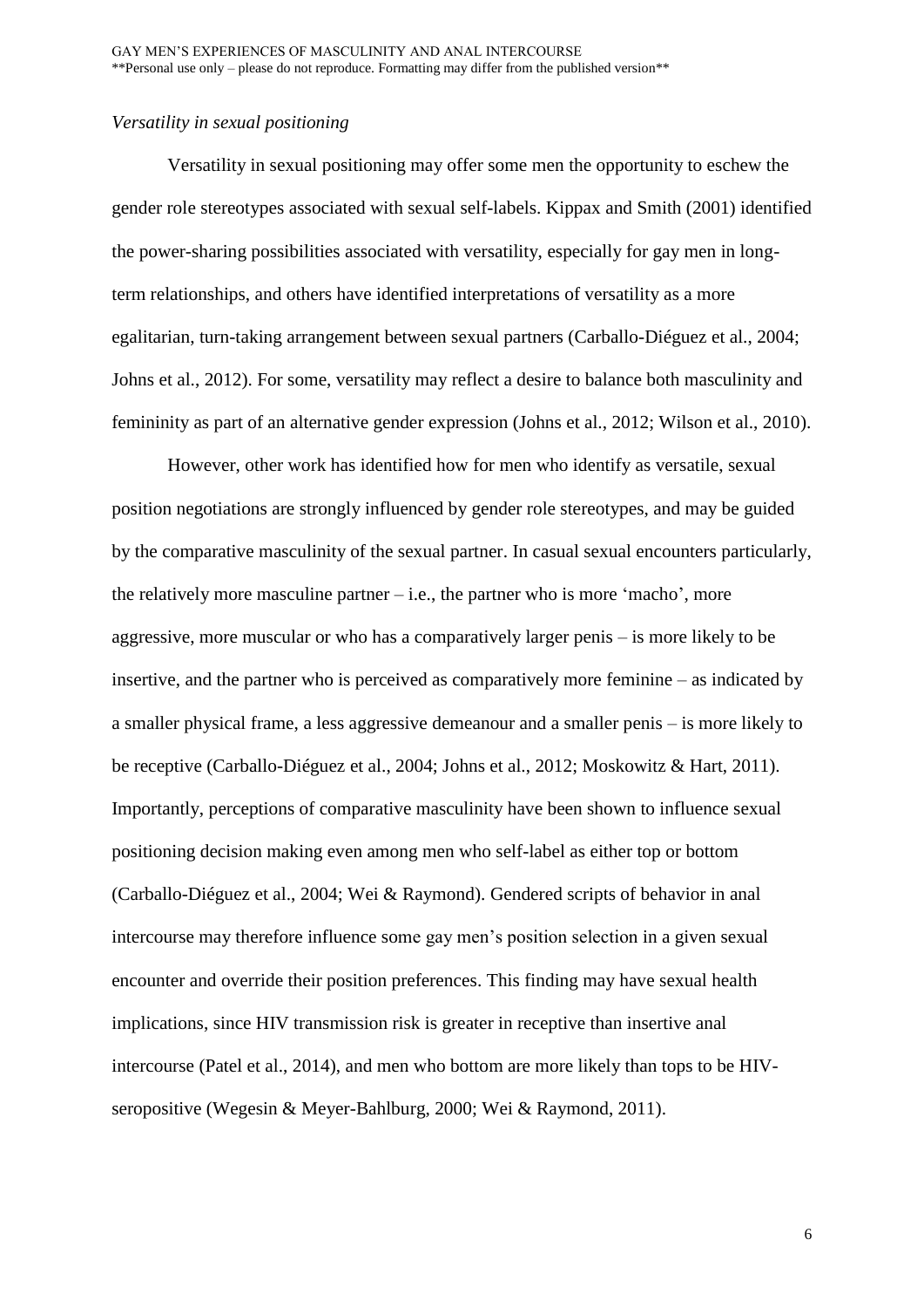*Versatility in sexual positioning*

Versatility in sexual positioning may offer some men the opportunity to eschew the gender role stereotypes associated with sexual self-labels. Kippax and Smith (2001) identified the power-sharing possibilities associated with versatility, especially for gay men in long-term relationships, and others have identified interpretations of versatility as a more egalitarian, turn-taking arrangement between sexual partners (Carballo-Diéguez et al., 2004; Johns et al., 2012). For some, versatility may reflect a desire to balance both masculinity and femininity as part of an alternative gender expression (Johns et al., 2012; Wilson et al., 2010).

However, other work has identified how for men who identify as versatile, sexual position negotiations are strongly influenced by gender role stereotypes, and may be guided by the comparative masculinity of the sexual partner. In casual sexual encounters particularly, the relatively more masculine partner – i.e., the partner who is more 'macho', more aggressive, more muscular or who has a comparatively larger penis – is more likely to be insertive, and the partner who is perceived as comparatively more feminine – as indicated by a smaller physical frame, a less aggressive demeanour and a smaller penis – is more likely to be receptive (Carballo-Diéguez et al., 2004; Johns et al., 2012; Moskowitz & Hart, 2011). Importantly, perceptions of comparative masculinity have been shown to influence sexual positioning decision making even among men who self-label as either top or bottom (Carballo-Diéguez et al., 2004; Wei & Raymond). Gendered scripts of behavior in anal intercourse may therefore influence some gay men's position selection in a given sexual encounter and override their position preferences. This finding may have sexual health implications, since HIV transmission risk is greater in receptive than insertive anal intercourse (Patel et al., 2014), and men who bottom are more likely than tops to be HIV-seropositive (Wegesin & Meyer-Bahlburg, 2000; Wei & Raymond, 2011).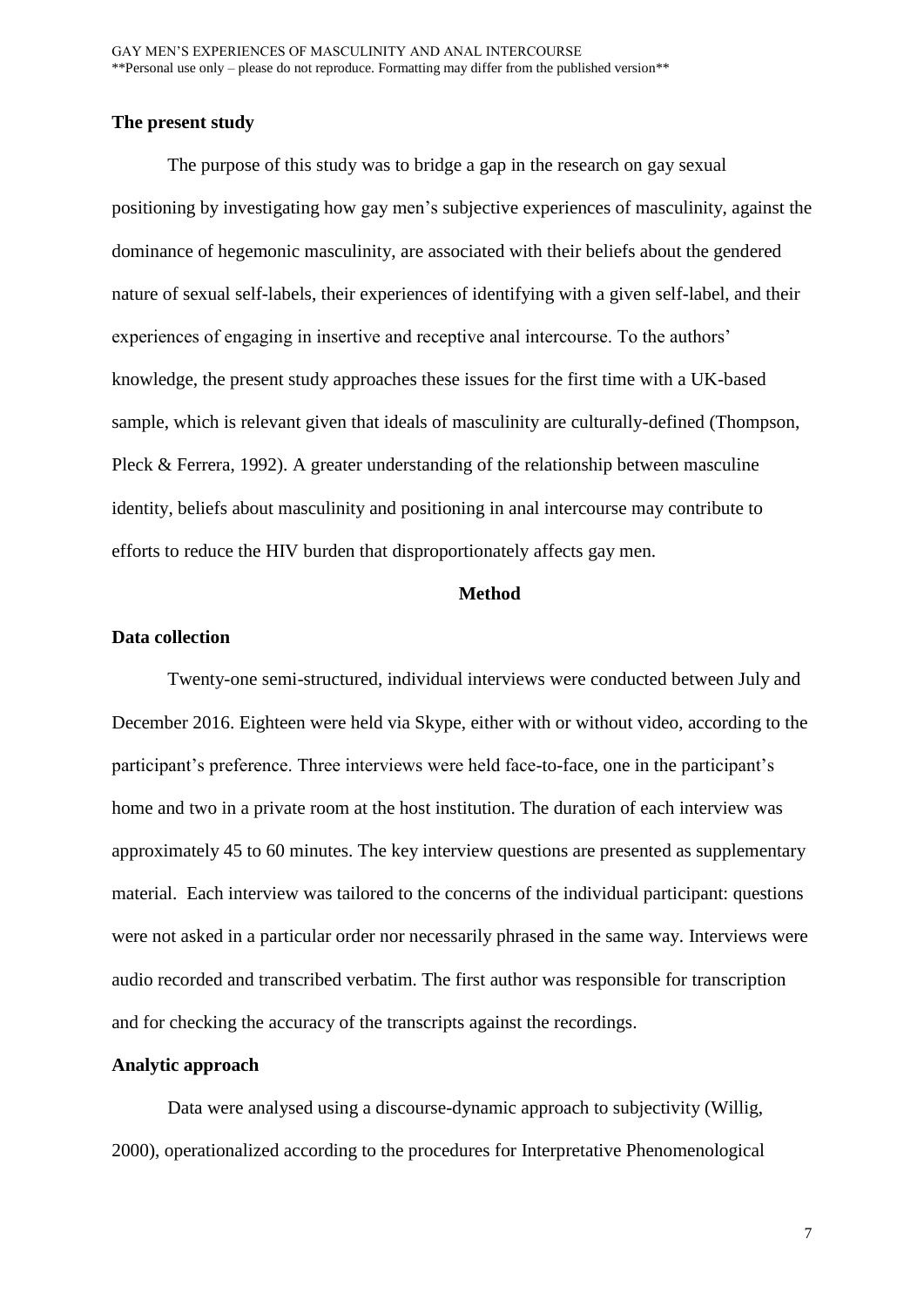### The present study

The purpose of this study was to bridge a gap in the research on gay sexual positioning by investigating how gay men's subjective experiences of masculinity, against the dominance of hegemonic masculinity, are associated with their beliefs about the gendered nature of sexual self-labels, their experiences of identifying with a given self-label, and their experiences of engaging in insertive and receptive anal intercourse. To the authors' knowledge, the present study approaches these issues for the first time with a UK-based sample, which is relevant given that ideals of masculinity are culturally-defined (Thompson, Pleck & Ferrera, 1992). A greater understanding of the relationship between masculine identity, beliefs about masculinity and positioning in anal intercourse may contribute to efforts to reduce the HIV burden that disproportionately affects gay men.

## Method

### Data collection

Twenty-one semi-structured, individual interviews were conducted between July and December 2016. Eighteen were held via Skype, either with or without video, according to the participant's preference. Three interviews were held face-to-face, one in the participant's home and two in a private room at the host institution. The duration of each interview was approximately 45 to 60 minutes. The key interview questions are presented as supplementary material. Each interview was tailored to the concerns of the individual participant: questions were not asked in a particular order nor necessarily phrased in the same way. Interviews were audio recorded and transcribed verbatim. The first author was responsible for transcription and for checking the accuracy of the transcripts against the recordings.

### Analytic approach

Data were analysed using a discourse-dynamic approach to subjectivity (Willig, 2000), operationalized according to the procedures for Interpretative Phenomenological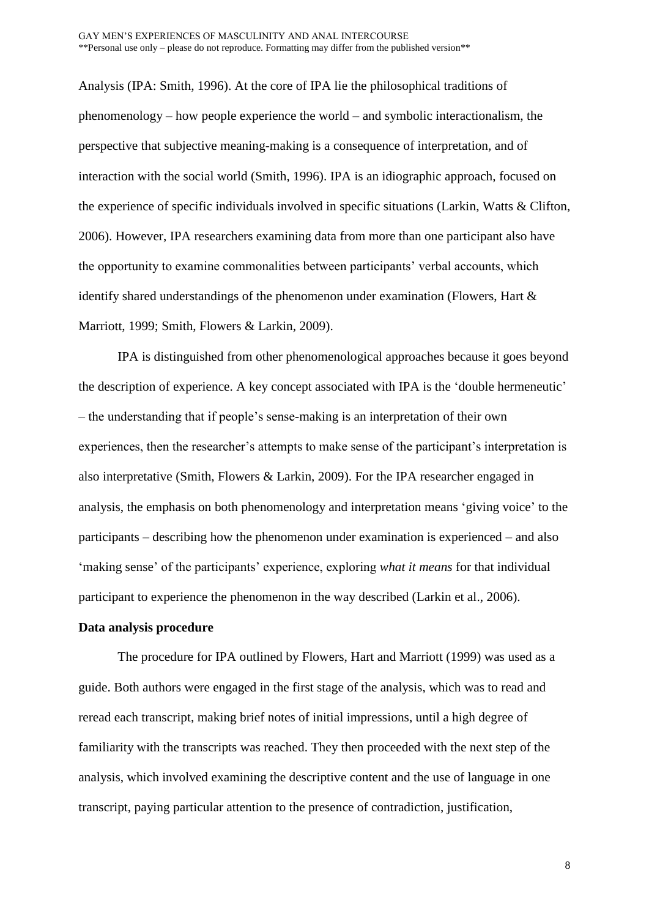Analysis (IPA: Smith, 1996). At the core of IPA lie the philosophical traditions of phenomenology – how people experience the world – and symbolic interactionalism, the perspective that subjective meaning-making is a consequence of interpretation, and of interaction with the social world (Smith, 1996). IPA is an idiographic approach, focused on the experience of specific individuals involved in specific situations (Larkin, Watts & Clifton, 2006). However, IPA researchers examining data from more than one participant also have the opportunity to examine commonalities between participants' verbal accounts, which identify shared understandings of the phenomenon under examination (Flowers, Hart & Marriott, 1999; Smith, Flowers & Larkin, 2009).

IPA is distinguished from other phenomenological approaches because it goes beyond the description of experience. A key concept associated with IPA is the 'double hermeneutic' – the understanding that if people's sense-making is an interpretation of their own experiences, then the researcher's attempts to make sense of the participant's interpretation is also interpretative (Smith, Flowers & Larkin, 2009). For the IPA researcher engaged in analysis, the emphasis on both phenomenology and interpretation means 'giving voice' to the participants – describing how the phenomenon under examination is experienced – and also 'making sense' of the participants' experience, exploring *what it means* for that individual participant to experience the phenomenon in the way described (Larkin et al., 2006).

**Data analysis procedure**

The procedure for IPA outlined by Flowers, Hart and Marriott (1999) was used as a guide. Both authors were engaged in the first stage of the analysis, which was to read and reread each transcript, making brief notes of initial impressions, until a high degree of familiarity with the transcripts was reached. They then proceeded with the next step of the analysis, which involved examining the descriptive content and the use of language in one transcript, paying particular attention to the presence of contradiction, justification,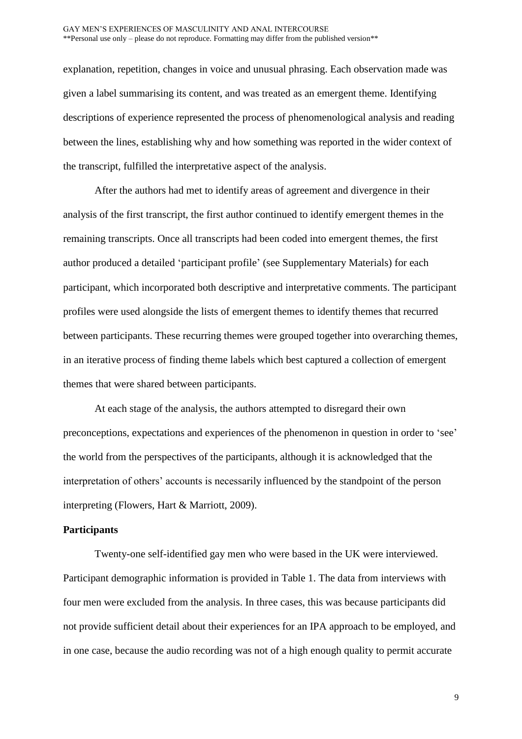explanation, repetition, changes in voice and unusual phrasing. Each observation made was given a label summarising its content, and was treated as an emergent theme. Identifying descriptions of experience represented the process of phenomenological analysis and reading between the lines, establishing why and how something was reported in the wider context of the transcript, fulfilled the interpretative aspect of the analysis.

After the authors had met to identify areas of agreement and divergence in their analysis of the first transcript, the first author continued to identify emergent themes in the remaining transcripts. Once all transcripts had been coded into emergent themes, the first author produced a detailed 'participant profile' (see Supplementary Materials) for each participant, which incorporated both descriptive and interpretative comments. The participant profiles were used alongside the lists of emergent themes to identify themes that recurred between participants. These recurring themes were grouped together into overarching themes, in an iterative process of finding theme labels which best captured a collection of emergent themes that were shared between participants.

At each stage of the analysis, the authors attempted to disregard their own preconceptions, expectations and experiences of the phenomenon in question in order to 'see' the world from the perspectives of the participants, although it is acknowledged that the interpretation of others' accounts is necessarily influenced by the standpoint of the person interpreting (Flowers, Hart & Marriott, 2009).

**Participants**

Twenty-one self-identified gay men who were based in the UK were interviewed. Participant demographic information is provided in Table 1. The data from interviews with four men were excluded from the analysis. In three cases, this was because participants did not provide sufficient detail about their experiences for an IPA approach to be employed, and in one case, because the audio recording was not of a high enough quality to permit accurate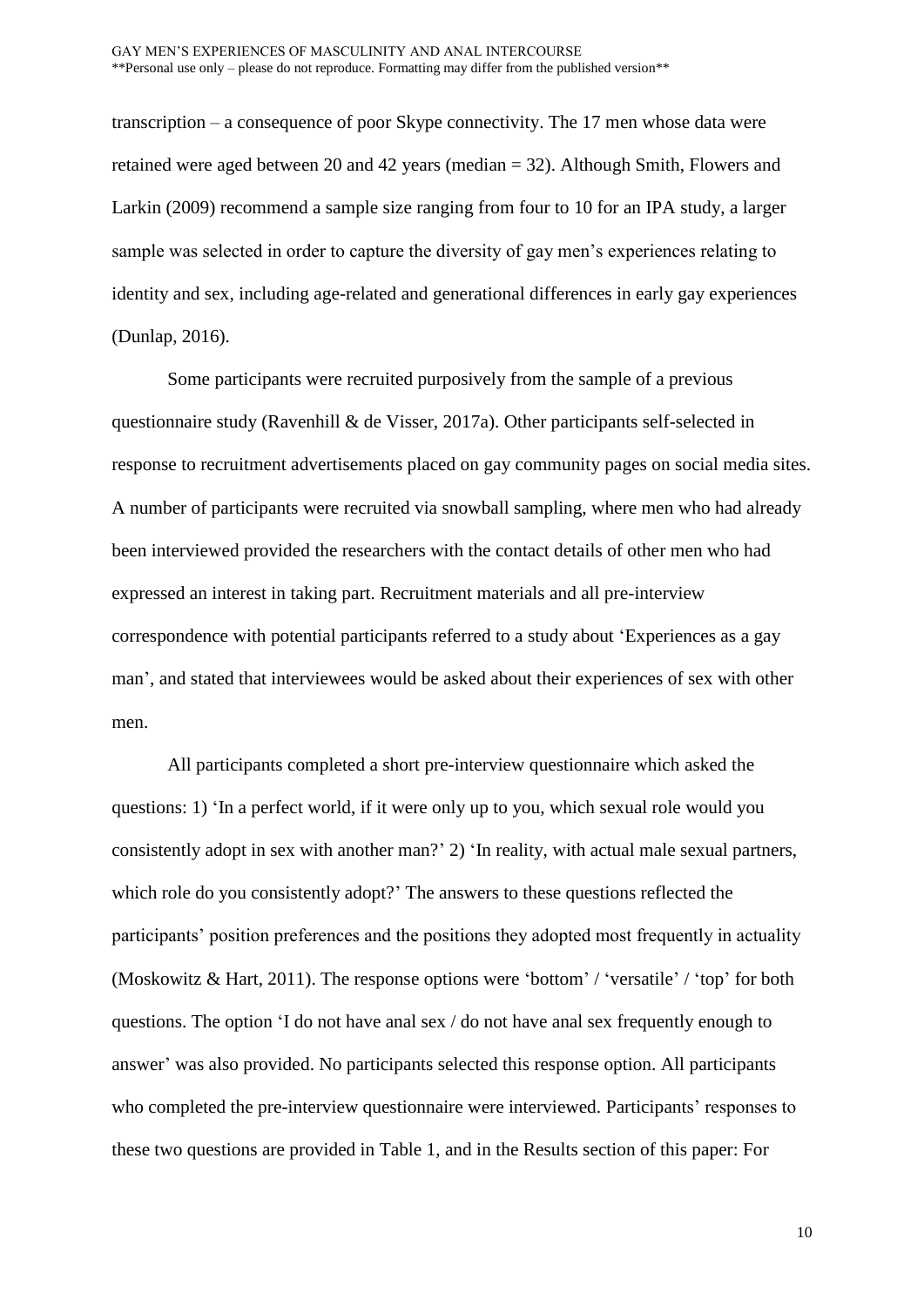transcription – a consequence of poor Skype connectivity. The 17 men whose data were retained were aged between 20 and 42 years (median = 32). Although Smith, Flowers and Larkin (2009) recommend a sample size ranging from four to 10 for an IPA study, a larger sample was selected in order to capture the diversity of gay men's experiences relating to identity and sex, including age-related and generational differences in early gay experiences (Dunlap, 2016).

Some participants were recruited purposively from the sample of a previous questionnaire study (Ravenhill & de Visser, 2017a). Other participants self-selected in response to recruitment advertisements placed on gay community pages on social media sites. A number of participants were recruited via snowball sampling, where men who had already been interviewed provided the researchers with the contact details of other men who had expressed an interest in taking part. Recruitment materials and all pre-interview correspondence with potential participants referred to a study about 'Experiences as a gay man', and stated that interviewees would be asked about their experiences of sex with other men.

All participants completed a short pre-interview questionnaire which asked the questions: 1) 'In a perfect world, if it were only up to you, which sexual role would you consistently adopt in sex with another man?' 2) 'In reality, with actual male sexual partners, which role do you consistently adopt?' The answers to these questions reflected the participants' position preferences and the positions they adopted most frequently in actuality (Moskowitz & Hart, 2011). The response options were 'bottom' / 'versatile' / 'top' for both questions. The option 'I do not have anal sex / do not have anal sex frequently enough to answer' was also provided. No participants selected this response option. All participants who completed the pre-interview questionnaire were interviewed. Participants' responses to these two questions are provided in Table 1, and in the Results section of this paper: For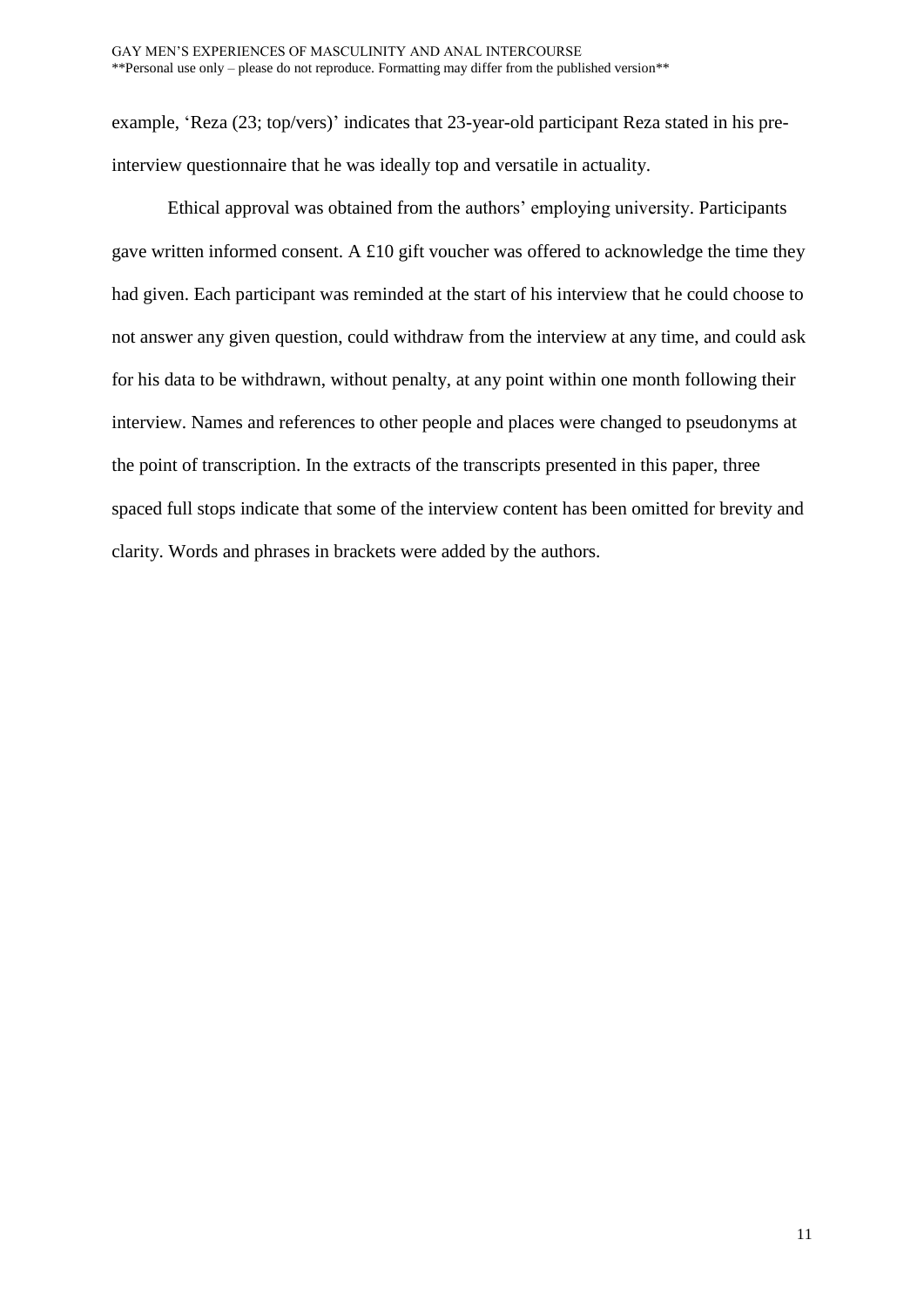example, 'Reza (23; top/vers)' indicates that 23-year-old participant Reza stated in his pre-interview questionnaire that he was ideally top and versatile in actuality.

Ethical approval was obtained from the authors' employing university. Participants gave written informed consent. A £10 gift voucher was offered to acknowledge the time they had given. Each participant was reminded at the start of his interview that he could choose to not answer any given question, could withdraw from the interview at any time, and could ask for his data to be withdrawn, without penalty, at any point within one month following their interview. Names and references to other people and places were changed to pseudonyms at the point of transcription. In the extracts of the transcripts presented in this paper, three spaced full stops indicate that some of the interview content has been omitted for brevity and clarity. Words and phrases in brackets were added by the authors.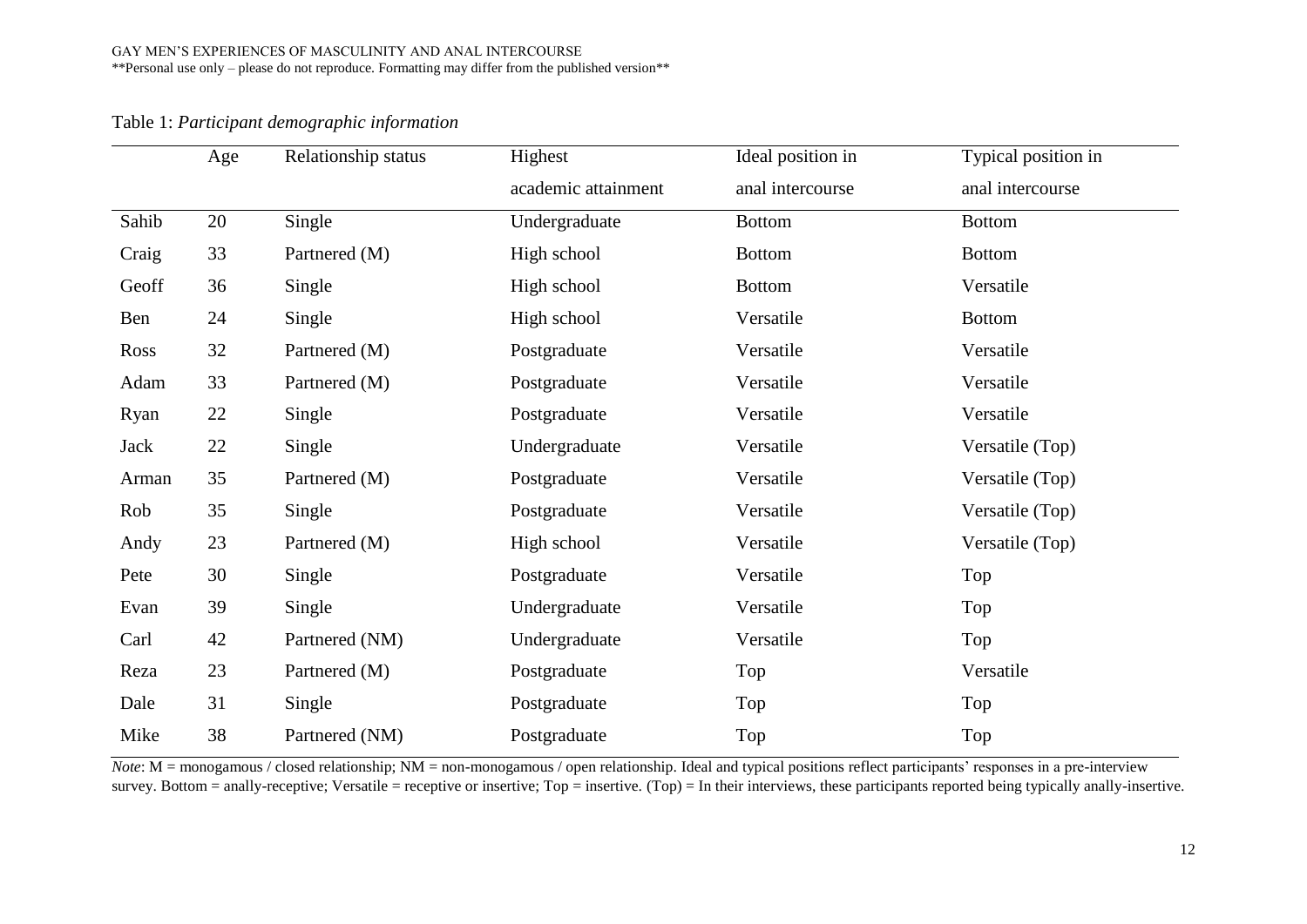Table 1: *Participant demographic information*

| | Age | Relationship status | Highest academic attainment | Ideal position in anal intercourse | Typical position in anal intercourse |
|---|---|---|---|---|---|
| Sahib | 20 | Single | Undergraduate | Bottom | Bottom |
| Craig | 33 | Partnered (M) | High school | Bottom | Bottom |
| Geoff | 36 | Single | High school | Bottom | Versatile |
| Ben | 24 | Single | High school | Versatile | Bottom |
| Ross | 32 | Partnered (M) | Postgraduate | Versatile | Versatile |
| Adam | 33 | Partnered (M) | Postgraduate | Versatile | Versatile |
| Ryan | 22 | Single | Postgraduate | Versatile | Versatile |
| Jack | 22 | Single | Undergraduate | Versatile | Versatile (Top) |
| Arman | 35 | Partnered (M) | Postgraduate | Versatile | Versatile (Top) |
| Rob | 35 | Single | Postgraduate | Versatile | Versatile (Top) |
| Andy | 23 | Partnered (M) | High school | Versatile | Versatile (Top) |
| Pete | 30 | Single | Postgraduate | Versatile | Top |
| Evan | 39 | Single | Undergraduate | Versatile | Top |
| Carl | 42 | Partnered (NM) | Undergraduate | Versatile | Top |
| Reza | 23 | Partnered (M) | Postgraduate | Top | Versatile |
| Dale | 31 | Single | Postgraduate | Top | Top |
| Mike | 38 | Partnered (NM) | Postgraduate | Top | Top |

*Note*: M = monogamous / closed relationship; NM = non-monogamous / open relationship. Ideal and typical positions reflect participants' responses in a pre-interview survey. Bottom = anally-receptive; Versatile = receptive or insertive; Top = insertive. (Top) = In their interviews, these participants reported being typically anally-insertive.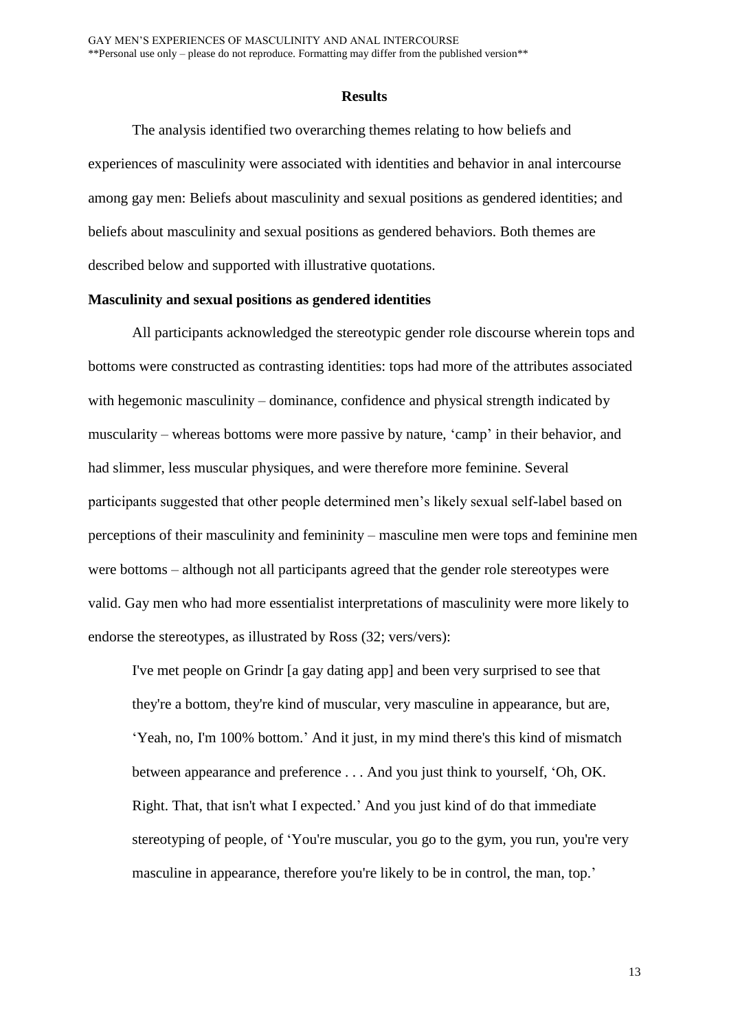## Results

The analysis identified two overarching themes relating to how beliefs and experiences of masculinity were associated with identities and behavior in anal intercourse among gay men: Beliefs about masculinity and sexual positions as gendered identities; and beliefs about masculinity and sexual positions as gendered behaviors. Both themes are described below and supported with illustrative quotations.

### Masculinity and sexual positions as gendered identities

All participants acknowledged the stereotypic gender role discourse wherein tops and bottoms were constructed as contrasting identities: tops had more of the attributes associated with hegemonic masculinity – dominance, confidence and physical strength indicated by muscularity – whereas bottoms were more passive by nature, 'camp' in their behavior, and had slimmer, less muscular physiques, and were therefore more feminine. Several participants suggested that other people determined men's likely sexual self-label based on perceptions of their masculinity and femininity – masculine men were tops and feminine men were bottoms – although not all participants agreed that the gender role stereotypes were valid. Gay men who had more essentialist interpretations of masculinity were more likely to endorse the stereotypes, as illustrated by Ross (32; vers/vers):

> I've met people on Grindr [a gay dating app] and been very surprised to see that they're a bottom, they're kind of muscular, very masculine in appearance, but are, 'Yeah, no, I'm 100% bottom.' And it just, in my mind there's this kind of mismatch between appearance and preference . . . And you just think to yourself, 'Oh, OK. Right. That, that isn't what I expected.' And you just kind of do that immediate stereotyping of people, of 'You're muscular, you go to the gym, you run, you're very masculine in appearance, therefore you're likely to be in control, the man, top.'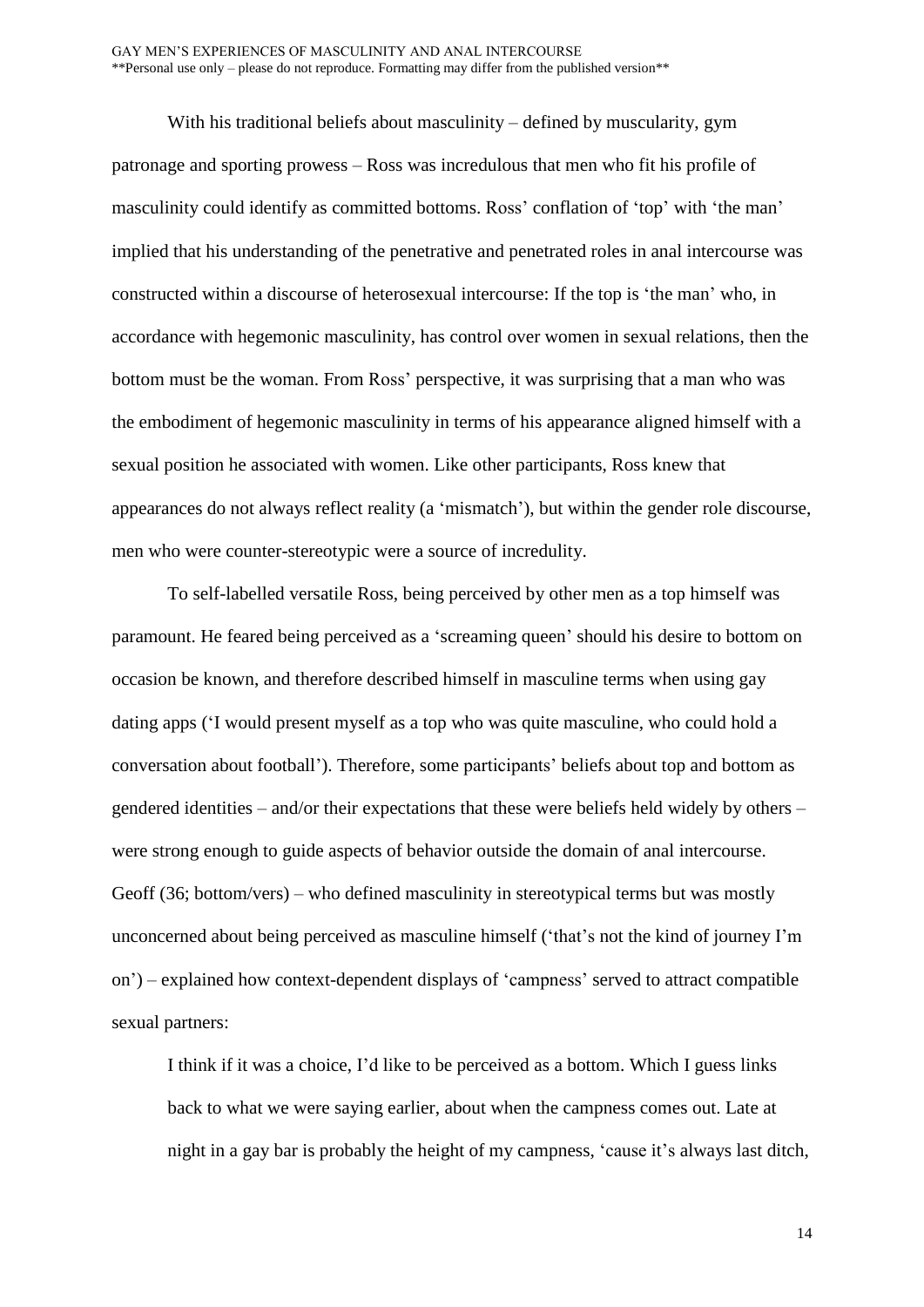With his traditional beliefs about masculinity – defined by muscularity, gym patronage and sporting prowess – Ross was incredulous that men who fit his profile of masculinity could identify as committed bottoms. Ross' conflation of 'top' with 'the man' implied that his understanding of the penetrative and penetrated roles in anal intercourse was constructed within a discourse of heterosexual intercourse: If the top is 'the man' who, in accordance with hegemonic masculinity, has control over women in sexual relations, then the bottom must be the woman. From Ross' perspective, it was surprising that a man who was the embodiment of hegemonic masculinity in terms of his appearance aligned himself with a sexual position he associated with women. Like other participants, Ross knew that appearances do not always reflect reality (a 'mismatch'), but within the gender role discourse, men who were counter-stereotypic were a source of incredulity.

To self-labelled versatile Ross, being perceived by other men as a top himself was paramount. He feared being perceived as a 'screaming queen' should his desire to bottom on occasion be known, and therefore described himself in masculine terms when using gay dating apps ('I would present myself as a top who was quite masculine, who could hold a conversation about football'). Therefore, some participants' beliefs about top and bottom as gendered identities – and/or their expectations that these were beliefs held widely by others – were strong enough to guide aspects of behavior outside the domain of anal intercourse. Geoff (36; bottom/vers) – who defined masculinity in stereotypical terms but was mostly unconcerned about being perceived as masculine himself ('that's not the kind of journey I'm on') – explained how context-dependent displays of 'campness' served to attract compatible sexual partners:

> I think if it was a choice, I'd like to be perceived as a bottom. Which I guess links back to what we were saying earlier, about when the campness comes out. Late at night in a gay bar is probably the height of my campness, 'cause it's always last ditch,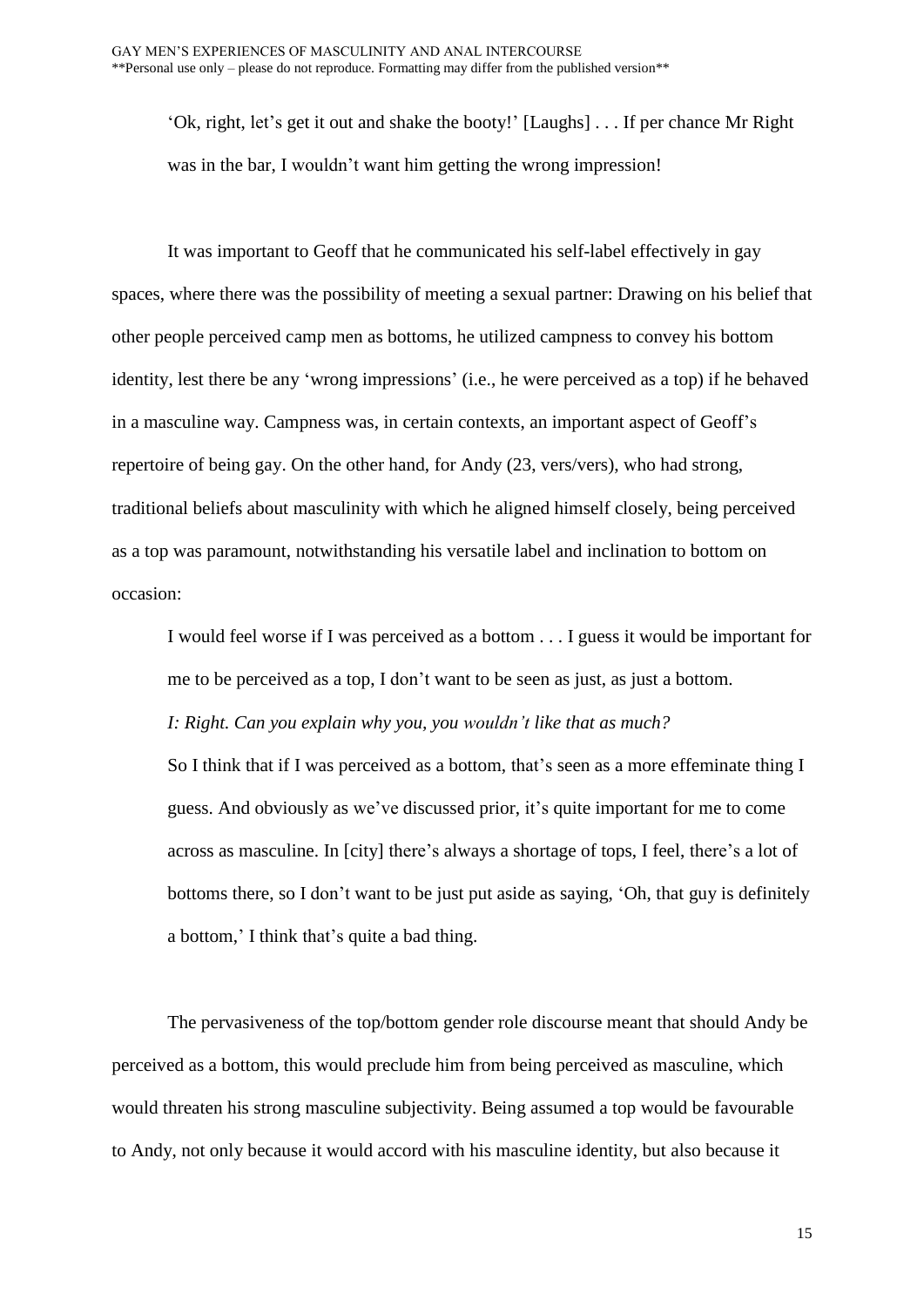> 'Ok, right, let's get it out and shake the booty!' [Laughs] . . . If per chance Mr Right was in the bar, I wouldn't want him getting the wrong impression!

It was important to Geoff that he communicated his self-label effectively in gay spaces, where there was the possibility of meeting a sexual partner: Drawing on his belief that other people perceived camp men as bottoms, he utilized campness to convey his bottom identity, lest there be any 'wrong impressions' (i.e., he were perceived as a top) if he behaved in a masculine way. Campness was, in certain contexts, an important aspect of Geoff's repertoire of being gay. On the other hand, for Andy (23, vers/vers), who had strong, traditional beliefs about masculinity with which he aligned himself closely, being perceived as a top was paramount, notwithstanding his versatile label and inclination to bottom on occasion:

> I would feel worse if I was perceived as a bottom . . . I guess it would be important for me to be perceived as a top, I don't want to be seen as just, as just a bottom.
>
> *I: Right. Can you explain why you, you wouldn't like that as much?*
>
> So I think that if I was perceived as a bottom, that's seen as a more effeminate thing I guess. And obviously as we've discussed prior, it's quite important for me to come across as masculine. In [city] there's always a shortage of tops, I feel, there's a lot of bottoms there, so I don't want to be just put aside as saying, 'Oh, that guy is definitely a bottom,' I think that's quite a bad thing.

The pervasiveness of the top/bottom gender role discourse meant that should Andy be perceived as a bottom, this would preclude him from being perceived as masculine, which would threaten his strong masculine subjectivity. Being assumed a top would be favourable to Andy, not only because it would accord with his masculine identity, but also because it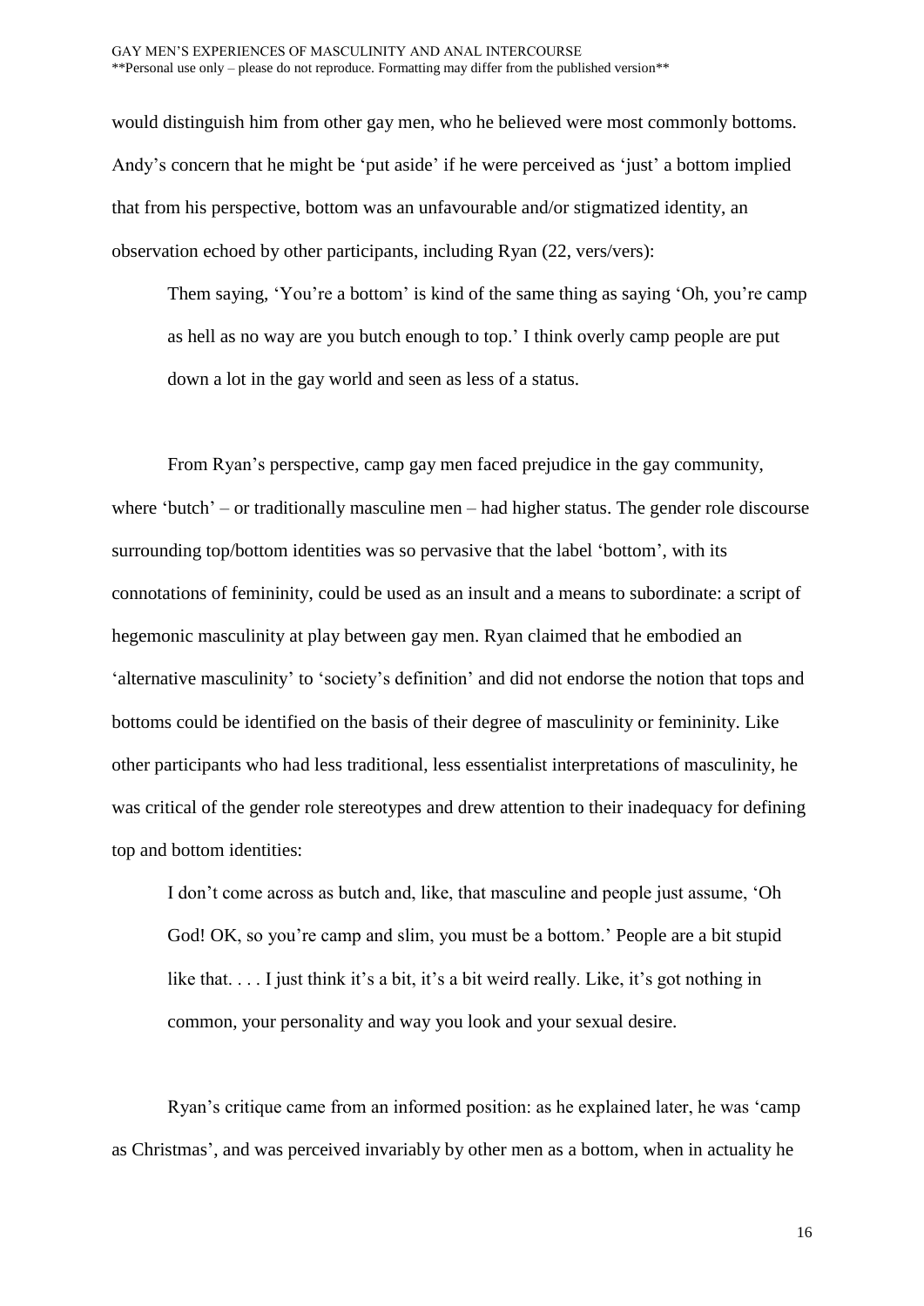would distinguish him from other gay men, who he believed were most commonly bottoms. Andy's concern that he might be 'put aside' if he were perceived as 'just' a bottom implied that from his perspective, bottom was an unfavourable and/or stigmatized identity, an observation echoed by other participants, including Ryan (22, vers/vers):

> Them saying, 'You're a bottom' is kind of the same thing as saying 'Oh, you're camp as hell as no way are you butch enough to top.' I think overly camp people are put down a lot in the gay world and seen as less of a status.

From Ryan's perspective, camp gay men faced prejudice in the gay community, where 'butch' – or traditionally masculine men – had higher status. The gender role discourse surrounding top/bottom identities was so pervasive that the label 'bottom', with its connotations of femininity, could be used as an insult and a means to subordinate: a script of hegemonic masculinity at play between gay men. Ryan claimed that he embodied an 'alternative masculinity' to 'society's definition' and did not endorse the notion that tops and bottoms could be identified on the basis of their degree of masculinity or femininity. Like other participants who had less traditional, less essentialist interpretations of masculinity, he was critical of the gender role stereotypes and drew attention to their inadequacy for defining top and bottom identities:

> I don't come across as butch and, like, that masculine and people just assume, 'Oh God! OK, so you're camp and slim, you must be a bottom.' People are a bit stupid like that. . . . I just think it's a bit, it's a bit weird really. Like, it's got nothing in common, your personality and way you look and your sexual desire.

Ryan's critique came from an informed position: as he explained later, he was 'camp as Christmas', and was perceived invariably by other men as a bottom, when in actuality he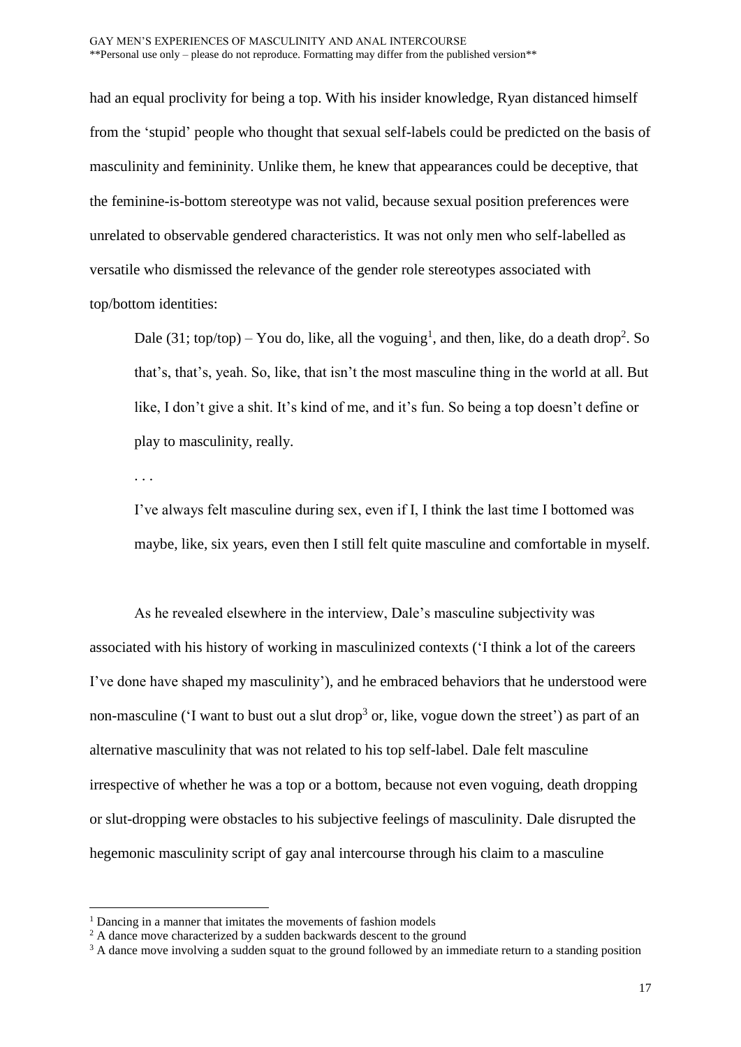had an equal proclivity for being a top. With his insider knowledge, Ryan distanced himself from the 'stupid' people who thought that sexual self-labels could be predicted on the basis of masculinity and femininity. Unlike them, he knew that appearances could be deceptive, that the feminine-is-bottom stereotype was not valid, because sexual position preferences were unrelated to observable gendered characteristics. It was not only men who self-labelled as versatile who dismissed the relevance of the gender role stereotypes associated with top/bottom identities:

> Dale (31; top/top) – You do, like, all the voguing[1], and then, like, do a death drop[2]. So that's, that's, yeah. So, like, that isn't the most masculine thing in the world at all. But like, I don't give a shit. It's kind of me, and it's fun. So being a top doesn't define or play to masculinity, really.
>
> . . .
>
> I've always felt masculine during sex, even if I, I think the last time I bottomed was maybe, like, six years, even then I still felt quite masculine and comfortable in myself.

As he revealed elsewhere in the interview, Dale's masculine subjectivity was associated with his history of working in masculinized contexts ('I think a lot of the careers I've done have shaped my masculinity'), and he embraced behaviors that he understood were non-masculine ('I want to bust out a slut drop[3] or, like, vogue down the street') as part of an alternative masculinity that was not related to his top self-label. Dale felt masculine irrespective of whether he was a top or a bottom, because not even voguing, death dropping or slut-dropping were obstacles to his subjective feelings of masculinity. Dale disrupted the hegemonic masculinity script of gay anal intercourse through his claim to a masculine

---

[1] Dancing in a manner that imitates the movements of fashion models

[2] A dance move characterized by a sudden backwards descent to the ground

[3] A dance move involving a sudden squat to the ground followed by an immediate return to a standing position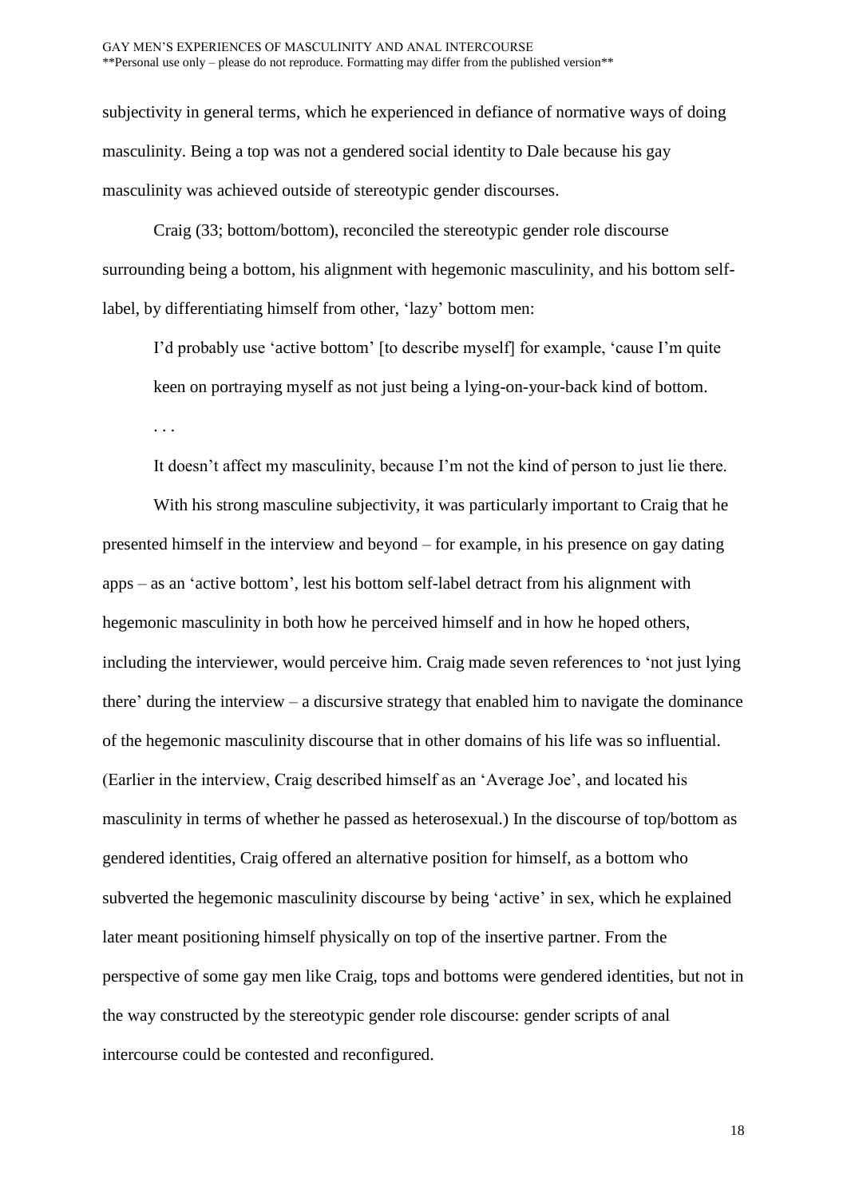subjectivity in general terms, which he experienced in defiance of normative ways of doing masculinity. Being a top was not a gendered social identity to Dale because his gay masculinity was achieved outside of stereotypic gender discourses.

Craig (33; bottom/bottom), reconciled the stereotypic gender role discourse surrounding being a bottom, his alignment with hegemonic masculinity, and his bottom self-label, by differentiating himself from other, 'lazy' bottom men:

> I'd probably use 'active bottom' [to describe myself] for example, 'cause I'm quite keen on portraying myself as not just being a lying-on-your-back kind of bottom.
>
> . . .
>
> It doesn't affect my masculinity, because I'm not the kind of person to just lie there.

With his strong masculine subjectivity, it was particularly important to Craig that he presented himself in the interview and beyond – for example, in his presence on gay dating apps – as an 'active bottom', lest his bottom self-label detract from his alignment with hegemonic masculinity in both how he perceived himself and in how he hoped others, including the interviewer, would perceive him. Craig made seven references to 'not just lying there' during the interview – a discursive strategy that enabled him to navigate the dominance of the hegemonic masculinity discourse that in other domains of his life was so influential. (Earlier in the interview, Craig described himself as an 'Average Joe', and located his masculinity in terms of whether he passed as heterosexual.) In the discourse of top/bottom as gendered identities, Craig offered an alternative position for himself, as a bottom who subverted the hegemonic masculinity discourse by being 'active' in sex, which he explained later meant positioning himself physically on top of the insertive partner. From the perspective of some gay men like Craig, tops and bottoms were gendered identities, but not in the way constructed by the stereotypic gender role discourse: gender scripts of anal intercourse could be contested and reconfigured.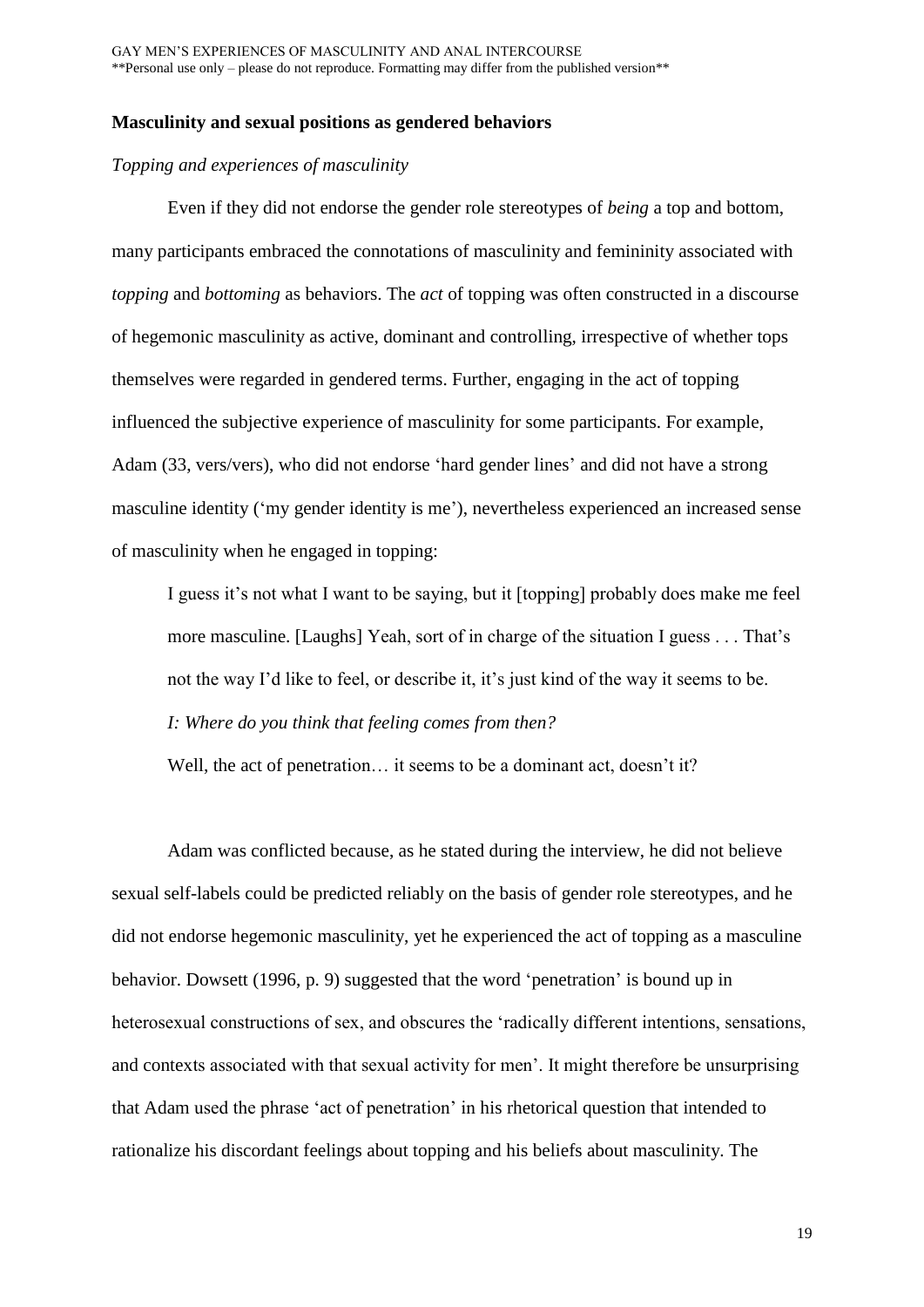**Masculinity and sexual positions as gendered behaviors**

*Topping and experiences of masculinity*

Even if they did not endorse the gender role stereotypes of *being* a top and bottom, many participants embraced the connotations of masculinity and femininity associated with *topping* and *bottoming* as behaviors. The *act* of topping was often constructed in a discourse of hegemonic masculinity as active, dominant and controlling, irrespective of whether tops themselves were regarded in gendered terms. Further, engaging in the act of topping influenced the subjective experience of masculinity for some participants. For example, Adam (33, vers/vers), who did not endorse 'hard gender lines' and did not have a strong masculine identity ('my gender identity is me'), nevertheless experienced an increased sense of masculinity when he engaged in topping:

> I guess it's not what I want to be saying, but it [topping] probably does make me feel more masculine. [Laughs] Yeah, sort of in charge of the situation I guess . . . That's not the way I'd like to feel, or describe it, it's just kind of the way it seems to be.
>
> *I: Where do you think that feeling comes from then?*
>
> Well, the act of penetration… it seems to be a dominant act, doesn't it?

Adam was conflicted because, as he stated during the interview, he did not believe sexual self-labels could be predicted reliably on the basis of gender role stereotypes, and he did not endorse hegemonic masculinity, yet he experienced the act of topping as a masculine behavior. Dowsett (1996, p. 9) suggested that the word 'penetration' is bound up in heterosexual constructions of sex, and obscures the 'radically different intentions, sensations, and contexts associated with that sexual activity for men'. It might therefore be unsurprising that Adam used the phrase 'act of penetration' in his rhetorical question that intended to rationalize his discordant feelings about topping and his beliefs about masculinity. The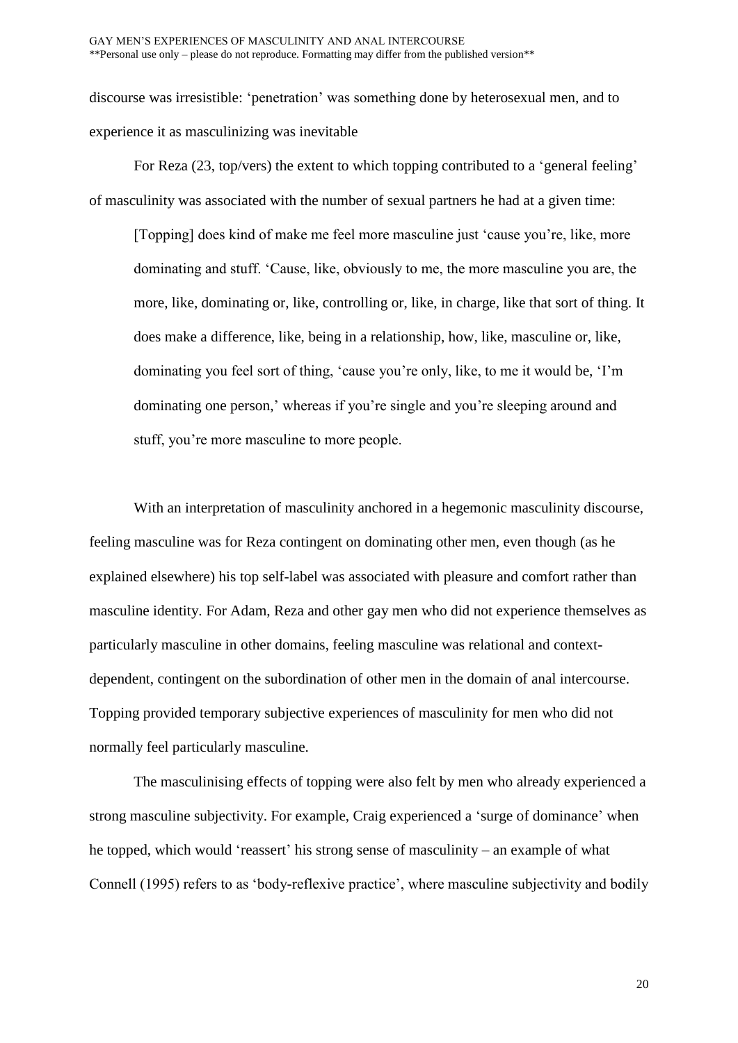discourse was irresistible: 'penetration' was something done by heterosexual men, and to experience it as masculinizing was inevitable

For Reza (23, top/vers) the extent to which topping contributed to a 'general feeling' of masculinity was associated with the number of sexual partners he had at a given time:

> [Topping] does kind of make me feel more masculine just 'cause you're, like, more dominating and stuff. 'Cause, like, obviously to me, the more masculine you are, the more, like, dominating or, like, controlling or, like, in charge, like that sort of thing. It does make a difference, like, being in a relationship, how, like, masculine or, like, dominating you feel sort of thing, 'cause you're only, like, to me it would be, 'I'm dominating one person,' whereas if you're single and you're sleeping around and stuff, you're more masculine to more people.

With an interpretation of masculinity anchored in a hegemonic masculinity discourse, feeling masculine was for Reza contingent on dominating other men, even though (as he explained elsewhere) his top self-label was associated with pleasure and comfort rather than masculine identity. For Adam, Reza and other gay men who did not experience themselves as particularly masculine in other domains, feeling masculine was relational and context-dependent, contingent on the subordination of other men in the domain of anal intercourse. Topping provided temporary subjective experiences of masculinity for men who did not normally feel particularly masculine.

The masculinising effects of topping were also felt by men who already experienced a strong masculine subjectivity. For example, Craig experienced a 'surge of dominance' when he topped, which would 'reassert' his strong sense of masculinity – an example of what Connell (1995) refers to as 'body-reflexive practice', where masculine subjectivity and bodily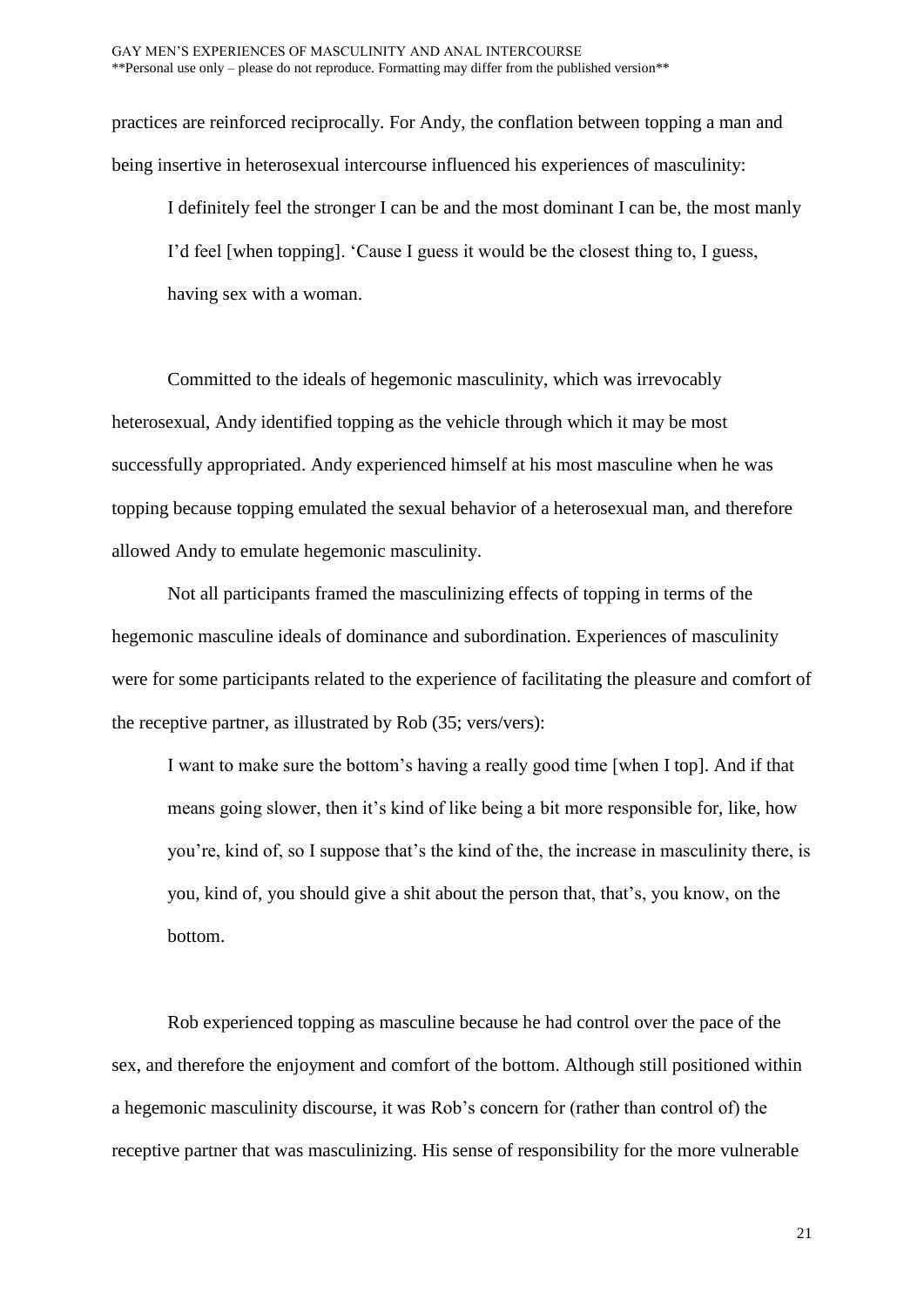practices are reinforced reciprocally. For Andy, the conflation between topping a man and being insertive in heterosexual intercourse influenced his experiences of masculinity:

> I definitely feel the stronger I can be and the most dominant I can be, the most manly I'd feel [when topping]. 'Cause I guess it would be the closest thing to, I guess, having sex with a woman.

Committed to the ideals of hegemonic masculinity, which was irrevocably heterosexual, Andy identified topping as the vehicle through which it may be most successfully appropriated. Andy experienced himself at his most masculine when he was topping because topping emulated the sexual behavior of a heterosexual man, and therefore allowed Andy to emulate hegemonic masculinity.

Not all participants framed the masculinizing effects of topping in terms of the hegemonic masculine ideals of dominance and subordination. Experiences of masculinity were for some participants related to the experience of facilitating the pleasure and comfort of the receptive partner, as illustrated by Rob (35; vers/vers):

> I want to make sure the bottom's having a really good time [when I top]. And if that means going slower, then it's kind of like being a bit more responsible for, like, how you're, kind of, so I suppose that's the kind of the, the increase in masculinity there, is you, kind of, you should give a shit about the person that, that's, you know, on the bottom.

Rob experienced topping as masculine because he had control over the pace of the sex, and therefore the enjoyment and comfort of the bottom. Although still positioned within a hegemonic masculinity discourse, it was Rob's concern for (rather than control of) the receptive partner that was masculinizing. His sense of responsibility for the more vulnerable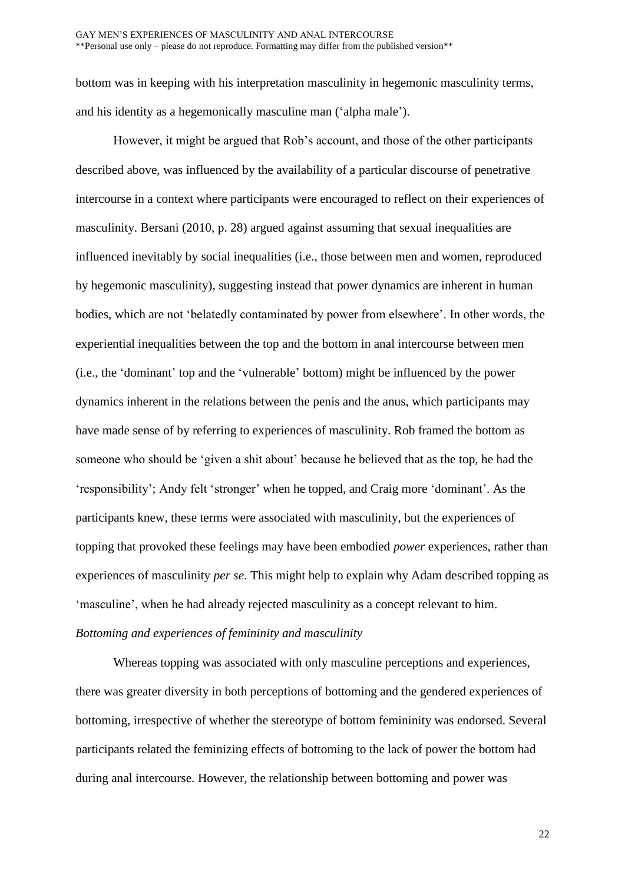bottom was in keeping with his interpretation masculinity in hegemonic masculinity terms, and his identity as a hegemonically masculine man ('alpha male').

However, it might be argued that Rob's account, and those of the other participants described above, was influenced by the availability of a particular discourse of penetrative intercourse in a context where participants were encouraged to reflect on their experiences of masculinity. Bersani (2010, p. 28) argued against assuming that sexual inequalities are influenced inevitably by social inequalities (i.e., those between men and women, reproduced by hegemonic masculinity), suggesting instead that power dynamics are inherent in human bodies, which are not 'belatedly contaminated by power from elsewhere'. In other words, the experiential inequalities between the top and the bottom in anal intercourse between men (i.e., the 'dominant' top and the 'vulnerable' bottom) might be influenced by the power dynamics inherent in the relations between the penis and the anus, which participants may have made sense of by referring to experiences of masculinity. Rob framed the bottom as someone who should be 'given a shit about' because he believed that as the top, he had the 'responsibility'; Andy felt 'stronger' when he topped, and Craig more 'dominant'. As the participants knew, these terms were associated with masculinity, but the experiences of topping that provoked these feelings may have been embodied *power* experiences, rather than experiences of masculinity *per se*. This might help to explain why Adam described topping as 'masculine', when he had already rejected masculinity as a concept relevant to him.

*Bottoming and experiences of femininity and masculinity*

Whereas topping was associated with only masculine perceptions and experiences, there was greater diversity in both perceptions of bottoming and the gendered experiences of bottoming, irrespective of whether the stereotype of bottom femininity was endorsed. Several participants related the feminizing effects of bottoming to the lack of power the bottom had during anal intercourse. However, the relationship between bottoming and power was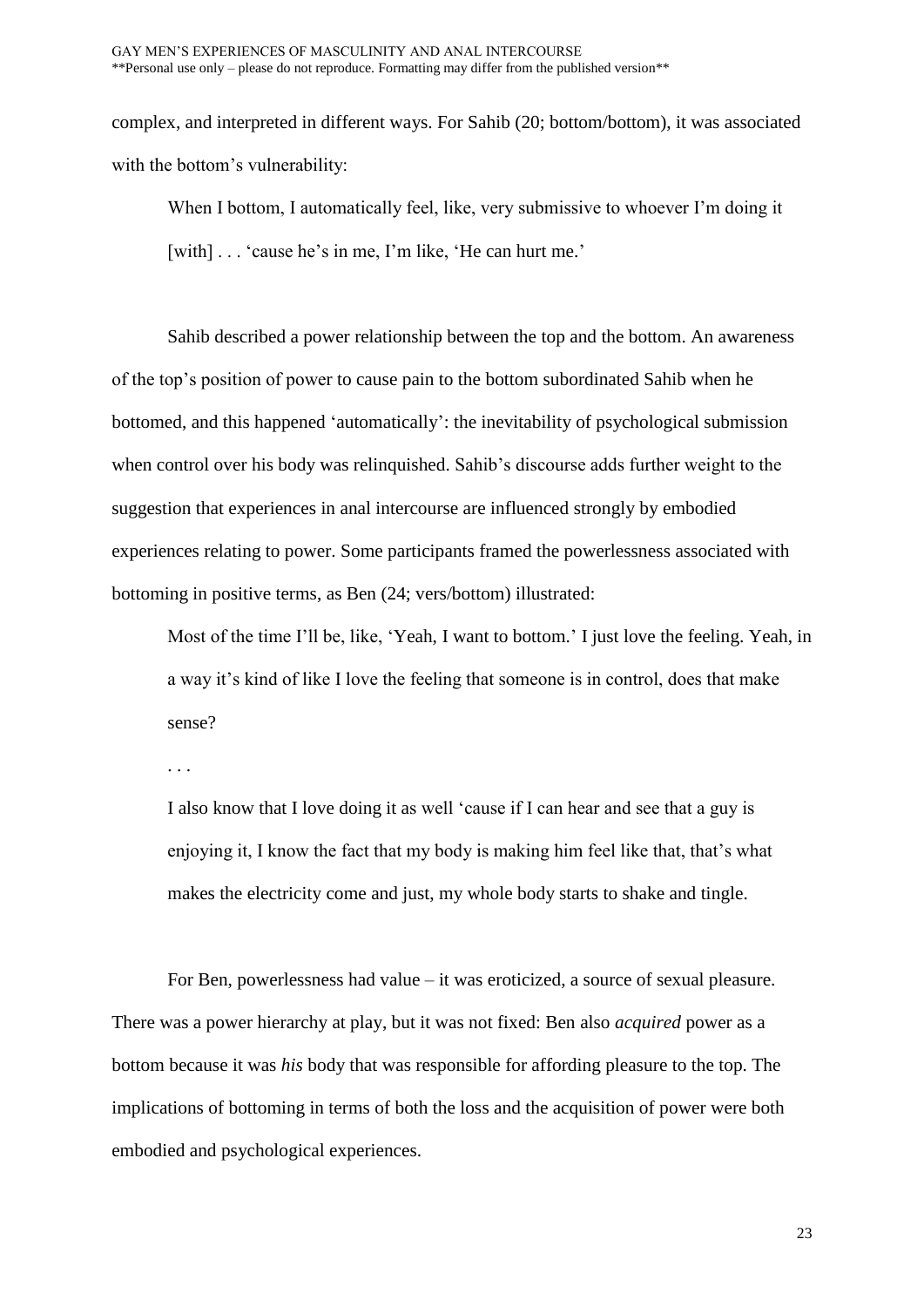complex, and interpreted in different ways. For Sahib (20; bottom/bottom), it was associated with the bottom's vulnerability:

> When I bottom, I automatically feel, like, very submissive to whoever I'm doing it [with] . . . 'cause he's in me, I'm like, 'He can hurt me.'

Sahib described a power relationship between the top and the bottom. An awareness of the top's position of power to cause pain to the bottom subordinated Sahib when he bottomed, and this happened 'automatically': the inevitability of psychological submission when control over his body was relinquished. Sahib's discourse adds further weight to the suggestion that experiences in anal intercourse are influenced strongly by embodied experiences relating to power. Some participants framed the powerlessness associated with bottoming in positive terms, as Ben (24; vers/bottom) illustrated:

> Most of the time I'll be, like, 'Yeah, I want to bottom.' I just love the feeling. Yeah, in a way it's kind of like I love the feeling that someone is in control, does that make sense?
>
> . . .
>
> I also know that I love doing it as well 'cause if I can hear and see that a guy is enjoying it, I know the fact that my body is making him feel like that, that's what makes the electricity come and just, my whole body starts to shake and tingle.

For Ben, powerlessness had value – it was eroticized, a source of sexual pleasure. There was a power hierarchy at play, but it was not fixed: Ben also *acquired* power as a bottom because it was *his* body that was responsible for affording pleasure to the top. The implications of bottoming in terms of both the loss and the acquisition of power were both embodied and psychological experiences.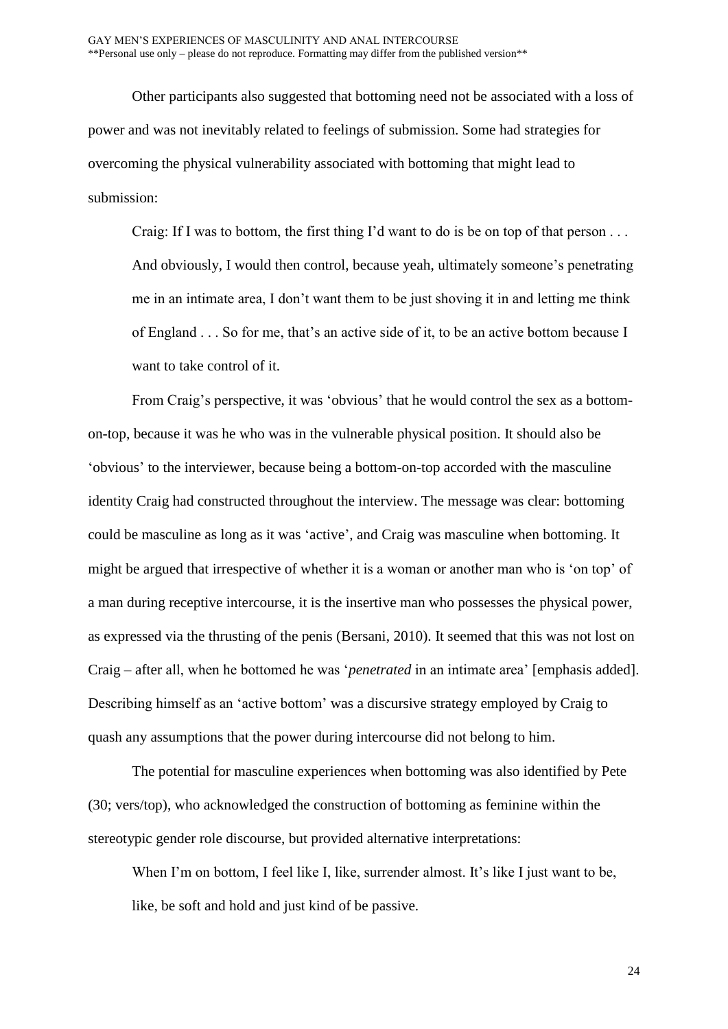Other participants also suggested that bottoming need not be associated with a loss of power and was not inevitably related to feelings of submission. Some had strategies for overcoming the physical vulnerability associated with bottoming that might lead to submission:

> Craig: If I was to bottom, the first thing I'd want to do is be on top of that person . . . And obviously, I would then control, because yeah, ultimately someone's penetrating me in an intimate area, I don't want them to be just shoving it in and letting me think of England . . . So for me, that's an active side of it, to be an active bottom because I want to take control of it.

From Craig's perspective, it was 'obvious' that he would control the sex as a bottom-on-top, because it was he who was in the vulnerable physical position. It should also be 'obvious' to the interviewer, because being a bottom-on-top accorded with the masculine identity Craig had constructed throughout the interview. The message was clear: bottoming could be masculine as long as it was 'active', and Craig was masculine when bottoming. It might be argued that irrespective of whether it is a woman or another man who is 'on top' of a man during receptive intercourse, it is the insertive man who possesses the physical power, as expressed via the thrusting of the penis (Bersani, 2010). It seemed that this was not lost on Craig – after all, when he bottomed he was '*penetrated* in an intimate area' [emphasis added]. Describing himself as an 'active bottom' was a discursive strategy employed by Craig to quash any assumptions that the power during intercourse did not belong to him.

The potential for masculine experiences when bottoming was also identified by Pete (30; vers/top), who acknowledged the construction of bottoming as feminine within the stereotypic gender role discourse, but provided alternative interpretations:

> When I'm on bottom, I feel like I, like, surrender almost. It's like I just want to be, like, be soft and hold and just kind of be passive.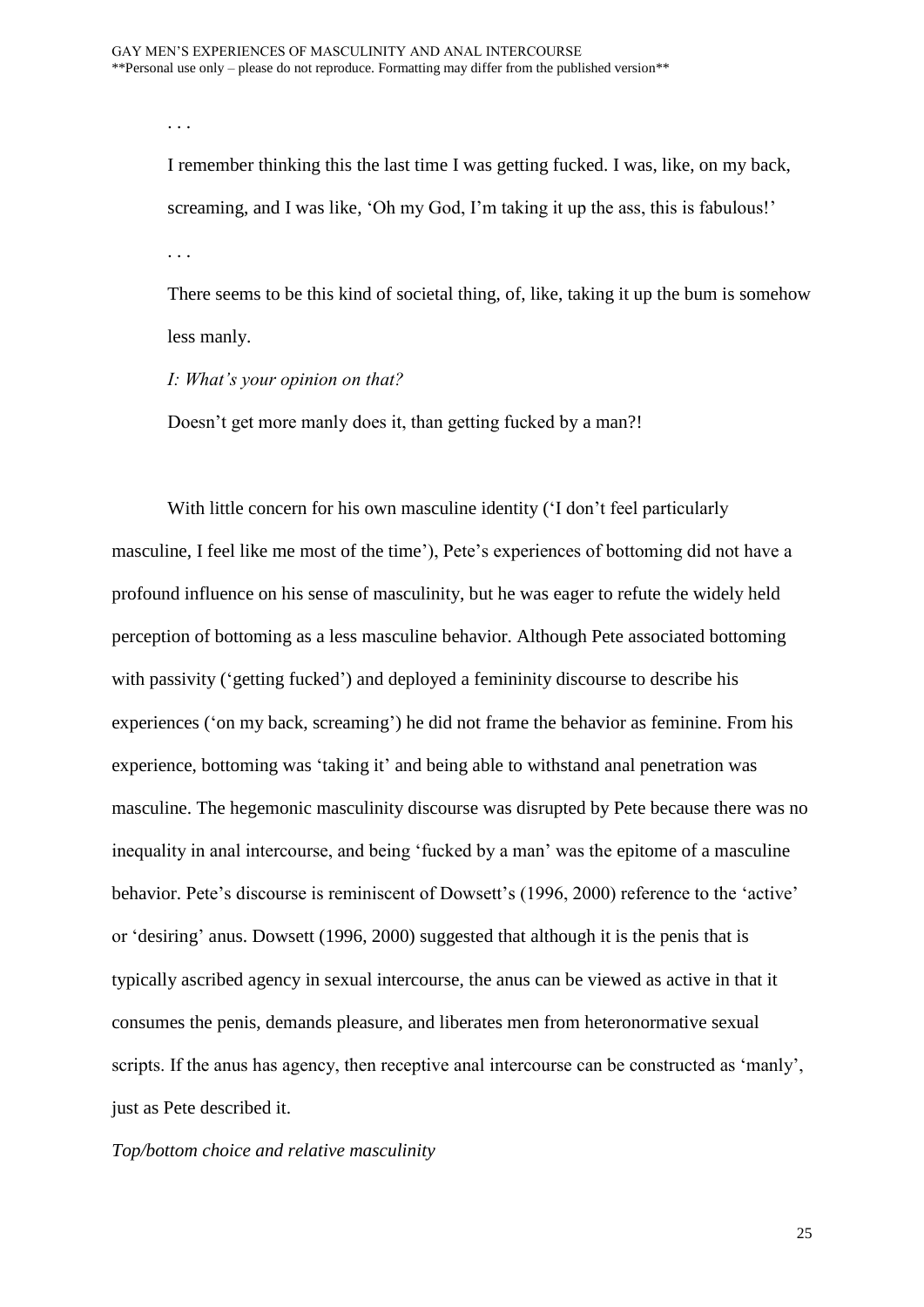. . .

> I remember thinking this the last time I was getting fucked. I was, like, on my back, screaming, and I was like, 'Oh my God, I'm taking it up the ass, this is fabulous!'
>
> . . .
>
> There seems to be this kind of societal thing, of, like, taking it up the bum is somehow less manly.
>
> *I: What's your opinion on that?*
>
> Doesn't get more manly does it, than getting fucked by a man?!

With little concern for his own masculine identity ('I don't feel particularly masculine, I feel like me most of the time'), Pete's experiences of bottoming did not have a profound influence on his sense of masculinity, but he was eager to refute the widely held perception of bottoming as a less masculine behavior. Although Pete associated bottoming with passivity ('getting fucked') and deployed a femininity discourse to describe his experiences ('on my back, screaming') he did not frame the behavior as feminine. From his experience, bottoming was 'taking it' and being able to withstand anal penetration was masculine. The hegemonic masculinity discourse was disrupted by Pete because there was no inequality in anal intercourse, and being 'fucked by a man' was the epitome of a masculine behavior. Pete's discourse is reminiscent of Dowsett's (1996, 2000) reference to the 'active' or 'desiring' anus. Dowsett (1996, 2000) suggested that although it is the penis that is typically ascribed agency in sexual intercourse, the anus can be viewed as active in that it consumes the penis, demands pleasure, and liberates men from heteronormative sexual scripts. If the anus has agency, then receptive anal intercourse can be constructed as 'manly', just as Pete described it.

*Top/bottom choice and relative masculinity*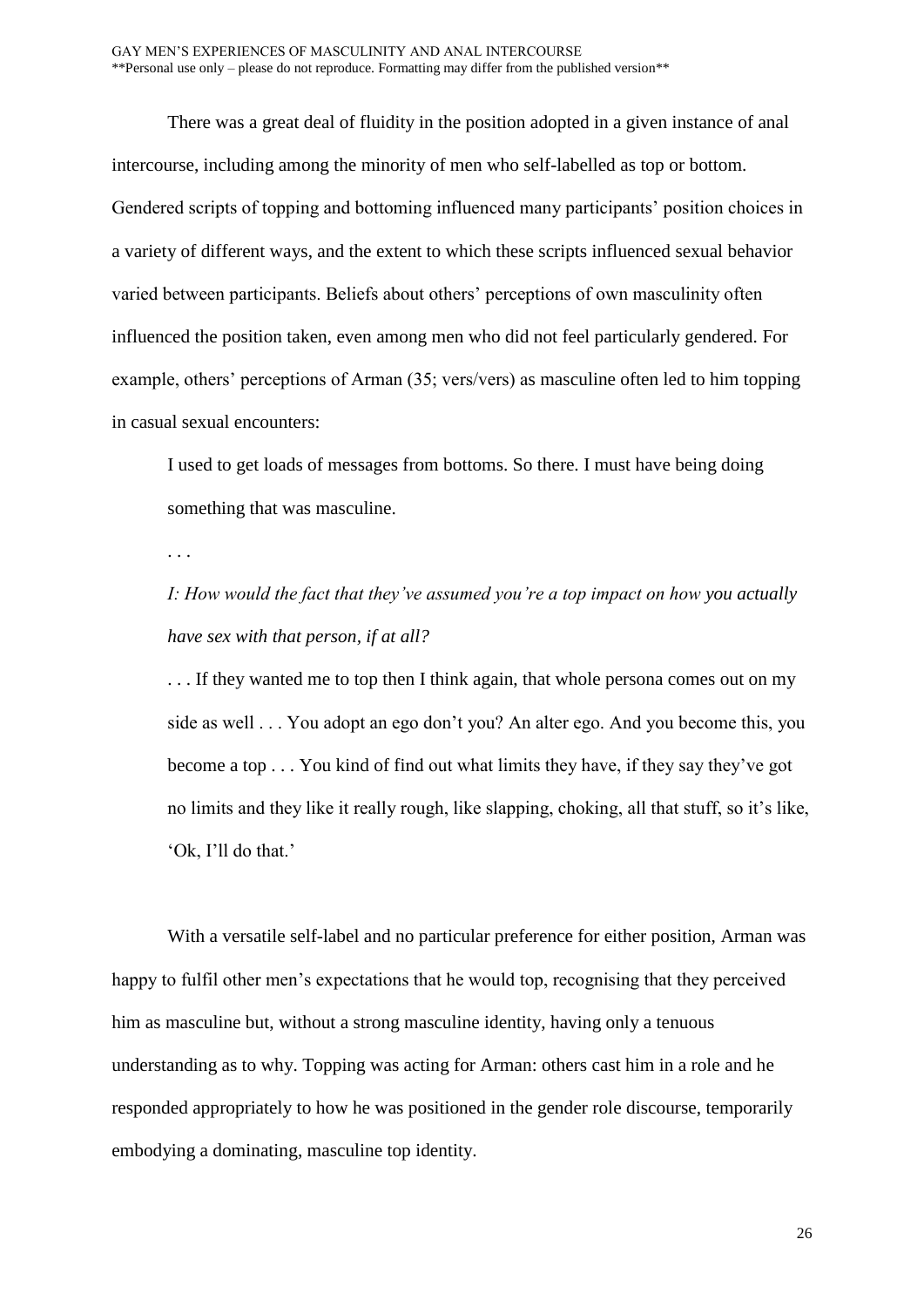There was a great deal of fluidity in the position adopted in a given instance of anal intercourse, including among the minority of men who self-labelled as top or bottom. Gendered scripts of topping and bottoming influenced many participants' position choices in a variety of different ways, and the extent to which these scripts influenced sexual behavior varied between participants. Beliefs about others' perceptions of own masculinity often influenced the position taken, even among men who did not feel particularly gendered. For example, others' perceptions of Arman (35; vers/vers) as masculine often led to him topping in casual sexual encounters:

> I used to get loads of messages from bottoms. So there. I must have being doing something that was masculine.
>
> . . .
>
> *I: How would the fact that they've assumed you're a top impact on how you actually have sex with that person, if at all?*
>
> . . . If they wanted me to top then I think again, that whole persona comes out on my side as well . . . You adopt an ego don't you? An alter ego. And you become this, you become a top . . . You kind of find out what limits they have, if they say they've got no limits and they like it really rough, like slapping, choking, all that stuff, so it's like, 'Ok, I'll do that.'

With a versatile self-label and no particular preference for either position, Arman was happy to fulfil other men's expectations that he would top, recognising that they perceived him as masculine but, without a strong masculine identity, having only a tenuous understanding as to why. Topping was acting for Arman: others cast him in a role and he responded appropriately to how he was positioned in the gender role discourse, temporarily embodying a dominating, masculine top identity.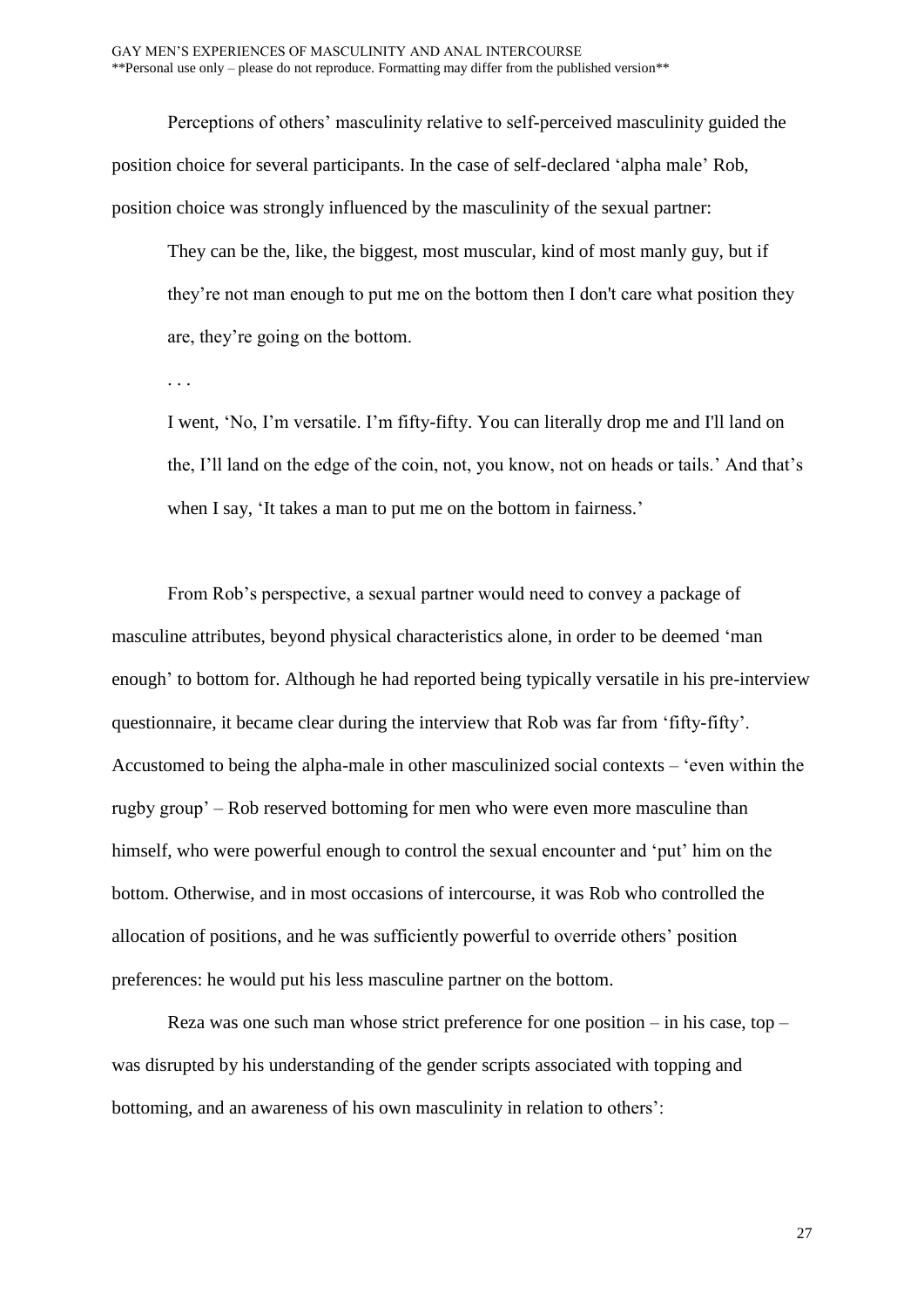Perceptions of others' masculinity relative to self-perceived masculinity guided the position choice for several participants. In the case of self-declared 'alpha male' Rob, position choice was strongly influenced by the masculinity of the sexual partner:

> They can be the, like, the biggest, most muscular, kind of most manly guy, but if they're not man enough to put me on the bottom then I don't care what position they are, they're going on the bottom.
>
> . . .
>
> I went, 'No, I'm versatile. I'm fifty-fifty. You can literally drop me and I'll land on the, I'll land on the edge of the coin, not, you know, not on heads or tails.' And that's when I say, 'It takes a man to put me on the bottom in fairness.'

From Rob's perspective, a sexual partner would need to convey a package of masculine attributes, beyond physical characteristics alone, in order to be deemed 'man enough' to bottom for. Although he had reported being typically versatile in his pre-interview questionnaire, it became clear during the interview that Rob was far from 'fifty-fifty'. Accustomed to being the alpha-male in other masculinized social contexts – 'even within the rugby group' – Rob reserved bottoming for men who were even more masculine than himself, who were powerful enough to control the sexual encounter and 'put' him on the bottom. Otherwise, and in most occasions of intercourse, it was Rob who controlled the allocation of positions, and he was sufficiently powerful to override others' position preferences: he would put his less masculine partner on the bottom.

Reza was one such man whose strict preference for one position – in his case, top – was disrupted by his understanding of the gender scripts associated with topping and bottoming, and an awareness of his own masculinity in relation to others':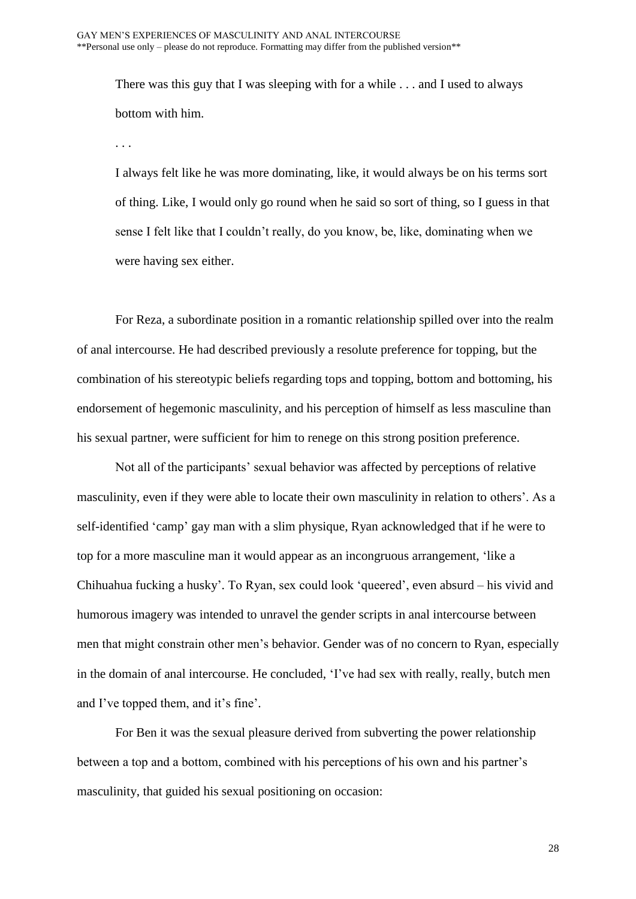> There was this guy that I was sleeping with for a while . . . and I used to always bottom with him.
>
> . . .
>
> I always felt like he was more dominating, like, it would always be on his terms sort of thing. Like, I would only go round when he said so sort of thing, so I guess in that sense I felt like that I couldn't really, do you know, be, like, dominating when we were having sex either.

For Reza, a subordinate position in a romantic relationship spilled over into the realm of anal intercourse. He had described previously a resolute preference for topping, but the combination of his stereotypic beliefs regarding tops and topping, bottom and bottoming, his endorsement of hegemonic masculinity, and his perception of himself as less masculine than his sexual partner, were sufficient for him to renege on this strong position preference.

Not all of the participants' sexual behavior was affected by perceptions of relative masculinity, even if they were able to locate their own masculinity in relation to others'. As a self-identified 'camp' gay man with a slim physique, Ryan acknowledged that if he were to top for a more masculine man it would appear as an incongruous arrangement, 'like a Chihuahua fucking a husky'. To Ryan, sex could look 'queered', even absurd – his vivid and humorous imagery was intended to unravel the gender scripts in anal intercourse between men that might constrain other men's behavior. Gender was of no concern to Ryan, especially in the domain of anal intercourse. He concluded, 'I've had sex with really, really, butch men and I've topped them, and it's fine'.

For Ben it was the sexual pleasure derived from subverting the power relationship between a top and a bottom, combined with his perceptions of his own and his partner's masculinity, that guided his sexual positioning on occasion: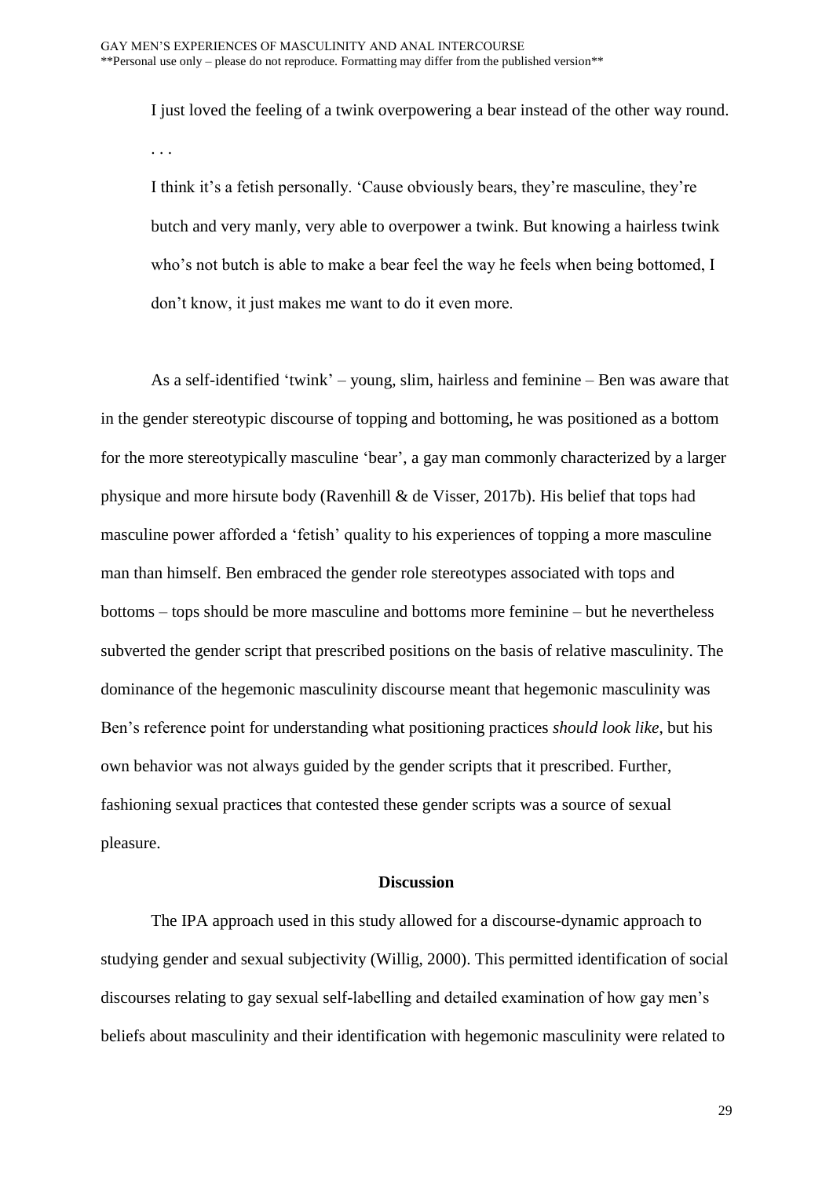> I just loved the feeling of a twink overpowering a bear instead of the other way round.
>
> . . .
>
> I think it's a fetish personally. 'Cause obviously bears, they're masculine, they're butch and very manly, very able to overpower a twink. But knowing a hairless twink who's not butch is able to make a bear feel the way he feels when being bottomed, I don't know, it just makes me want to do it even more.

As a self-identified 'twink' – young, slim, hairless and feminine – Ben was aware that in the gender stereotypic discourse of topping and bottoming, he was positioned as a bottom for the more stereotypically masculine 'bear', a gay man commonly characterized by a larger physique and more hirsute body (Ravenhill & de Visser, 2017b). His belief that tops had masculine power afforded a 'fetish' quality to his experiences of topping a more masculine man than himself. Ben embraced the gender role stereotypes associated with tops and bottoms – tops should be more masculine and bottoms more feminine – but he nevertheless subverted the gender script that prescribed positions on the basis of relative masculinity. The dominance of the hegemonic masculinity discourse meant that hegemonic masculinity was Ben's reference point for understanding what positioning practices *should look like*, but his own behavior was not always guided by the gender scripts that it prescribed. Further, fashioning sexual practices that contested these gender scripts was a source of sexual pleasure.

## Discussion

The IPA approach used in this study allowed for a discourse-dynamic approach to studying gender and sexual subjectivity (Willig, 2000). This permitted identification of social discourses relating to gay sexual self-labelling and detailed examination of how gay men's beliefs about masculinity and their identification with hegemonic masculinity were related to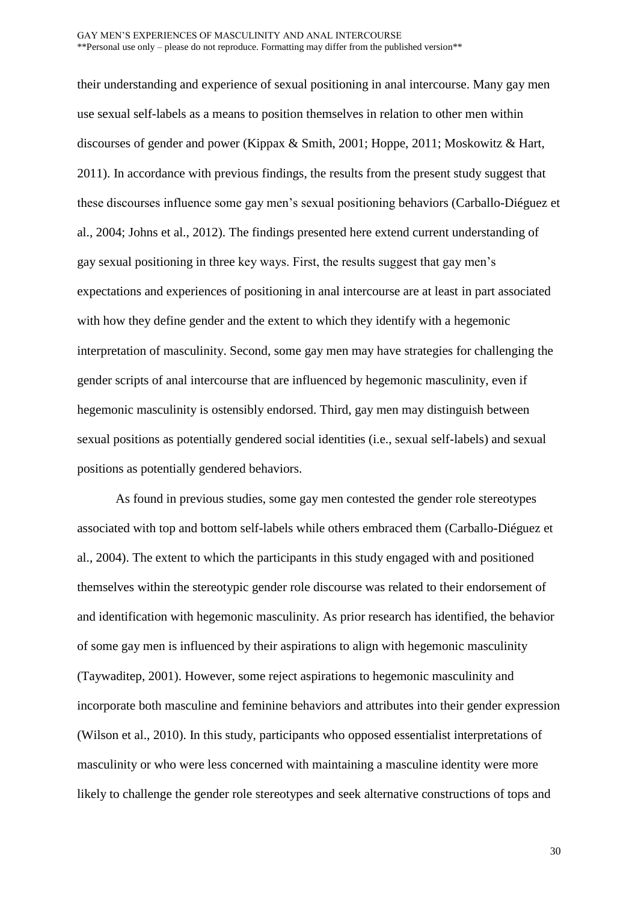their understanding and experience of sexual positioning in anal intercourse. Many gay men use sexual self-labels as a means to position themselves in relation to other men within discourses of gender and power (Kippax & Smith, 2001; Hoppe, 2011; Moskowitz & Hart, 2011). In accordance with previous findings, the results from the present study suggest that these discourses influence some gay men's sexual positioning behaviors (Carballo-Diéguez et al., 2004; Johns et al., 2012). The findings presented here extend current understanding of gay sexual positioning in three key ways. First, the results suggest that gay men's expectations and experiences of positioning in anal intercourse are at least in part associated with how they define gender and the extent to which they identify with a hegemonic interpretation of masculinity. Second, some gay men may have strategies for challenging the gender scripts of anal intercourse that are influenced by hegemonic masculinity, even if hegemonic masculinity is ostensibly endorsed. Third, gay men may distinguish between sexual positions as potentially gendered social identities (i.e., sexual self-labels) and sexual positions as potentially gendered behaviors.

As found in previous studies, some gay men contested the gender role stereotypes associated with top and bottom self-labels while others embraced them (Carballo-Diéguez et al., 2004). The extent to which the participants in this study engaged with and positioned themselves within the stereotypic gender role discourse was related to their endorsement of and identification with hegemonic masculinity. As prior research has identified, the behavior of some gay men is influenced by their aspirations to align with hegemonic masculinity (Taywaditep, 2001). However, some reject aspirations to hegemonic masculinity and incorporate both masculine and feminine behaviors and attributes into their gender expression (Wilson et al., 2010). In this study, participants who opposed essentialist interpretations of masculinity or who were less concerned with maintaining a masculine identity were more likely to challenge the gender role stereotypes and seek alternative constructions of tops and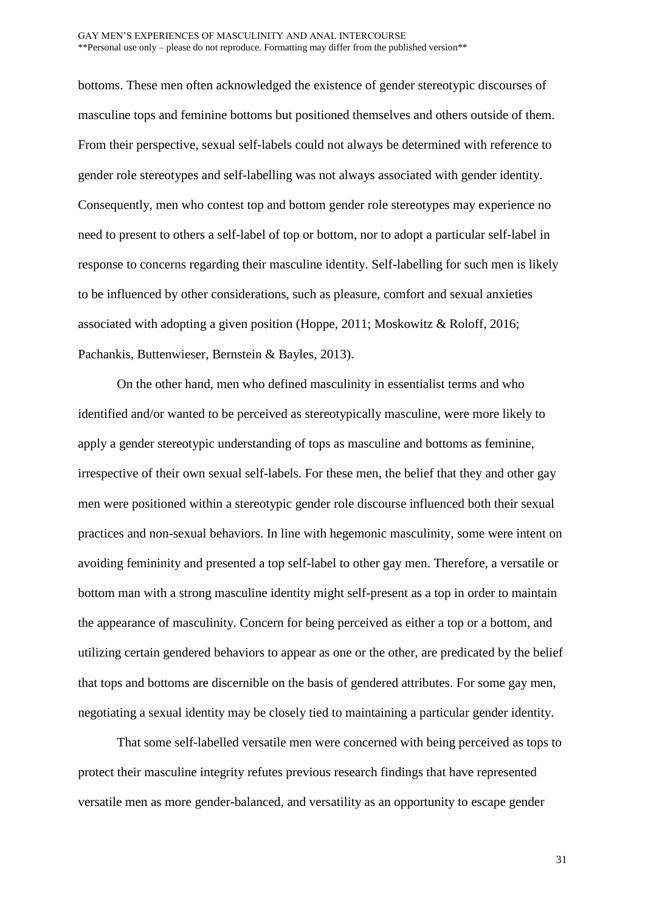bottoms. These men often acknowledged the existence of gender stereotypic discourses of masculine tops and feminine bottoms but positioned themselves and others outside of them. From their perspective, sexual self-labels could not always be determined with reference to gender role stereotypes and self-labelling was not always associated with gender identity. Consequently, men who contest top and bottom gender role stereotypes may experience no need to present to others a self-label of top or bottom, nor to adopt a particular self-label in response to concerns regarding their masculine identity. Self-labelling for such men is likely to be influenced by other considerations, such as pleasure, comfort and sexual anxieties associated with adopting a given position (Hoppe, 2011; Moskowitz & Roloff, 2016; Pachankis, Buttenwieser, Bernstein & Bayles, 2013).

On the other hand, men who defined masculinity in essentialist terms and who identified and/or wanted to be perceived as stereotypically masculine, were more likely to apply a gender stereotypic understanding of tops as masculine and bottoms as feminine, irrespective of their own sexual self-labels. For these men, the belief that they and other gay men were positioned within a stereotypic gender role discourse influenced both their sexual practices and non-sexual behaviors. In line with hegemonic masculinity, some were intent on avoiding femininity and presented a top self-label to other gay men. Therefore, a versatile or bottom man with a strong masculine identity might self-present as a top in order to maintain the appearance of masculinity. Concern for being perceived as either a top or a bottom, and utilizing certain gendered behaviors to appear as one or the other, are predicated by the belief that tops and bottoms are discernible on the basis of gendered attributes. For some gay men, negotiating a sexual identity may be closely tied to maintaining a particular gender identity.

That some self-labelled versatile men were concerned with being perceived as tops to protect their masculine integrity refutes previous research findings that have represented versatile men as more gender-balanced, and versatility as an opportunity to escape gender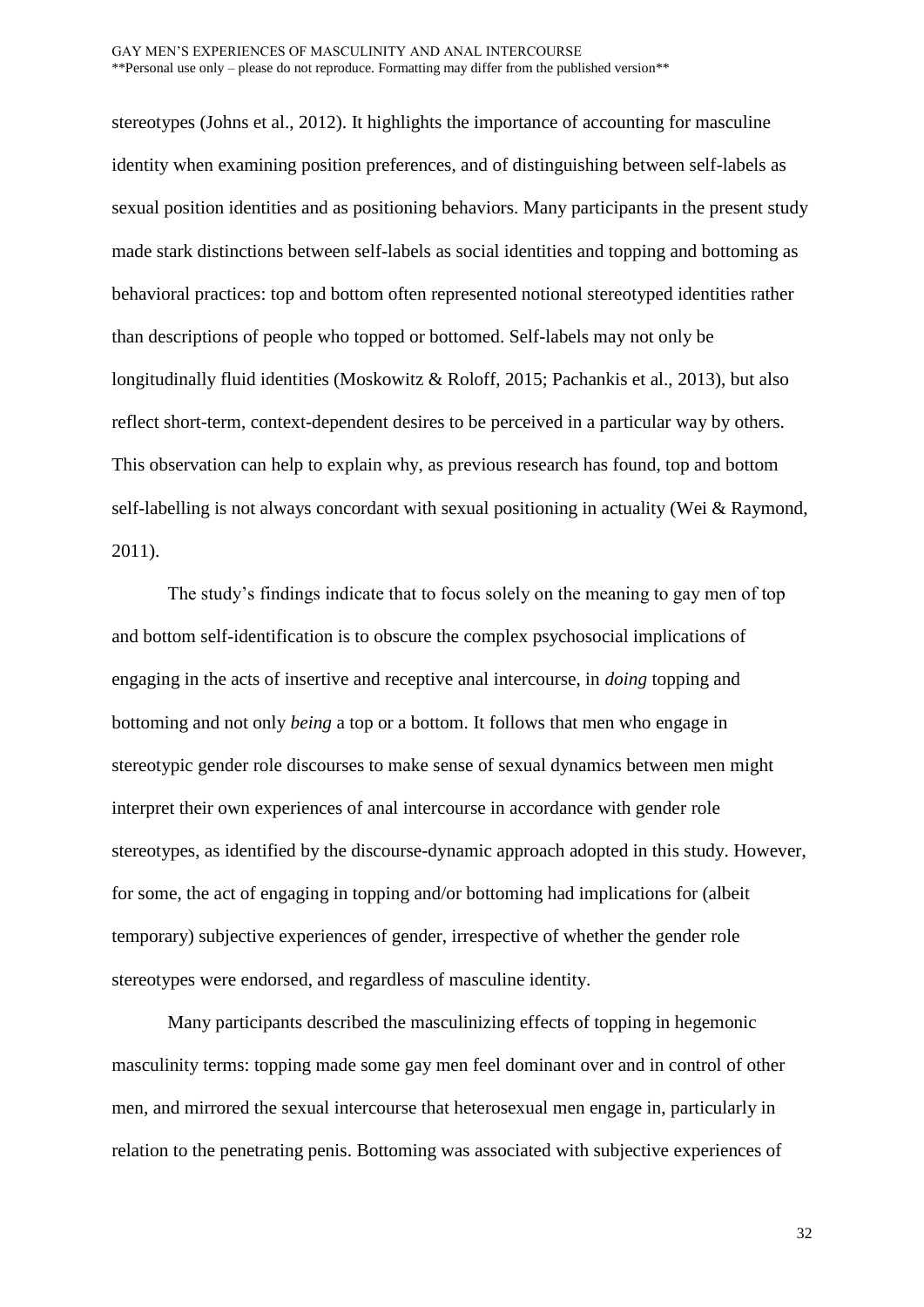stereotypes (Johns et al., 2012). It highlights the importance of accounting for masculine identity when examining position preferences, and of distinguishing between self-labels as sexual position identities and as positioning behaviors. Many participants in the present study made stark distinctions between self-labels as social identities and topping and bottoming as behavioral practices: top and bottom often represented notional stereotyped identities rather than descriptions of people who topped or bottomed. Self-labels may not only be longitudinally fluid identities (Moskowitz & Roloff, 2015; Pachankis et al., 2013), but also reflect short-term, context-dependent desires to be perceived in a particular way by others. This observation can help to explain why, as previous research has found, top and bottom self-labelling is not always concordant with sexual positioning in actuality (Wei & Raymond, 2011).

The study's findings indicate that to focus solely on the meaning to gay men of top and bottom self-identification is to obscure the complex psychosocial implications of engaging in the acts of insertive and receptive anal intercourse, in *doing* topping and bottoming and not only *being* a top or a bottom. It follows that men who engage in stereotypic gender role discourses to make sense of sexual dynamics between men might interpret their own experiences of anal intercourse in accordance with gender role stereotypes, as identified by the discourse-dynamic approach adopted in this study. However, for some, the act of engaging in topping and/or bottoming had implications for (albeit temporary) subjective experiences of gender, irrespective of whether the gender role stereotypes were endorsed, and regardless of masculine identity.

Many participants described the masculinizing effects of topping in hegemonic masculinity terms: topping made some gay men feel dominant over and in control of other men, and mirrored the sexual intercourse that heterosexual men engage in, particularly in relation to the penetrating penis. Bottoming was associated with subjective experiences of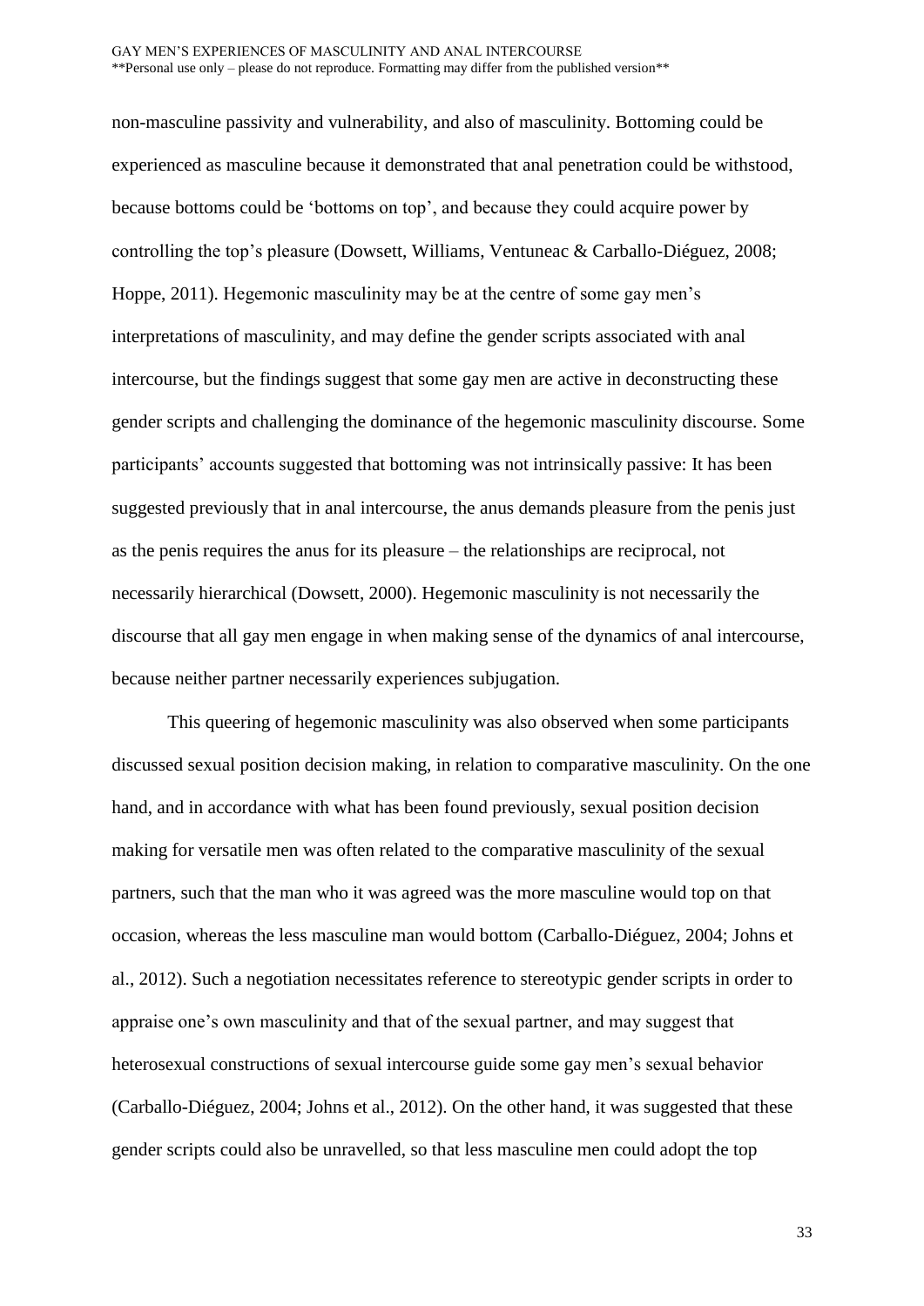non-masculine passivity and vulnerability, and also of masculinity. Bottoming could be experienced as masculine because it demonstrated that anal penetration could be withstood, because bottoms could be 'bottoms on top', and because they could acquire power by controlling the top's pleasure (Dowsett, Williams, Ventuneac & Carballo-Diéguez, 2008; Hoppe, 2011). Hegemonic masculinity may be at the centre of some gay men's interpretations of masculinity, and may define the gender scripts associated with anal intercourse, but the findings suggest that some gay men are active in deconstructing these gender scripts and challenging the dominance of the hegemonic masculinity discourse. Some participants' accounts suggested that bottoming was not intrinsically passive: It has been suggested previously that in anal intercourse, the anus demands pleasure from the penis just as the penis requires the anus for its pleasure – the relationships are reciprocal, not necessarily hierarchical (Dowsett, 2000). Hegemonic masculinity is not necessarily the discourse that all gay men engage in when making sense of the dynamics of anal intercourse, because neither partner necessarily experiences subjugation.

This queering of hegemonic masculinity was also observed when some participants discussed sexual position decision making, in relation to comparative masculinity. On the one hand, and in accordance with what has been found previously, sexual position decision making for versatile men was often related to the comparative masculinity of the sexual partners, such that the man who it was agreed was the more masculine would top on that occasion, whereas the less masculine man would bottom (Carballo-Diéguez, 2004; Johns et al., 2012). Such a negotiation necessitates reference to stereotypic gender scripts in order to appraise one's own masculinity and that of the sexual partner, and may suggest that heterosexual constructions of sexual intercourse guide some gay men's sexual behavior (Carballo-Diéguez, 2004; Johns et al., 2012). On the other hand, it was suggested that these gender scripts could also be unravelled, so that less masculine men could adopt the top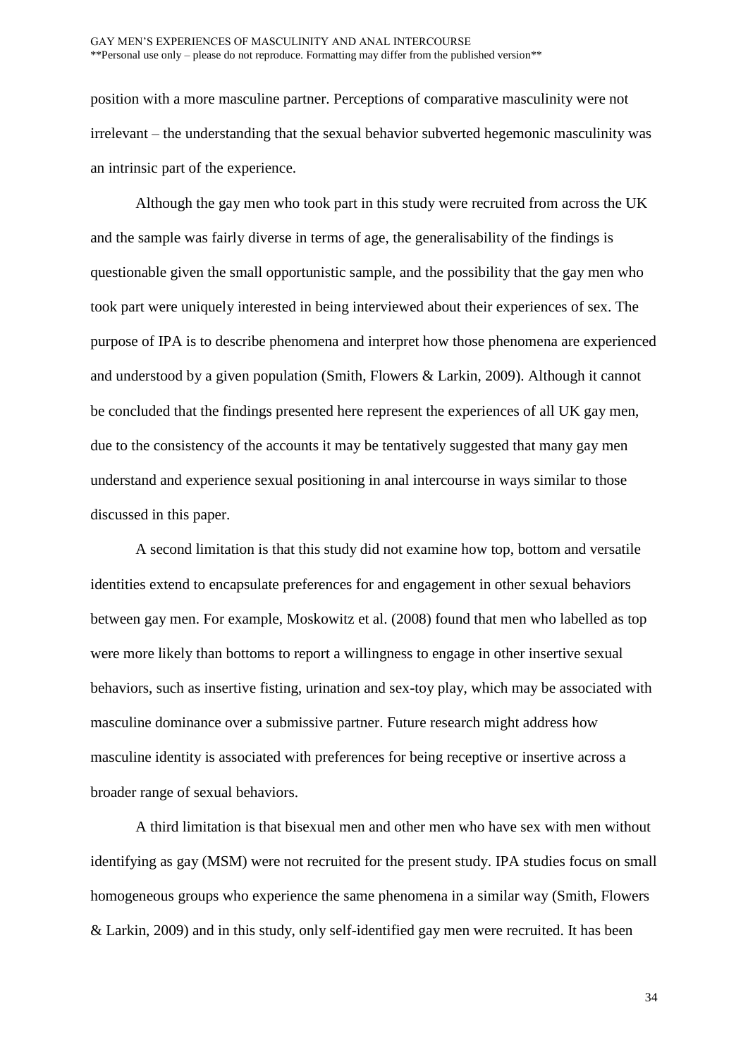position with a more masculine partner. Perceptions of comparative masculinity were not irrelevant – the understanding that the sexual behavior subverted hegemonic masculinity was an intrinsic part of the experience.

Although the gay men who took part in this study were recruited from across the UK and the sample was fairly diverse in terms of age, the generalisability of the findings is questionable given the small opportunistic sample, and the possibility that the gay men who took part were uniquely interested in being interviewed about their experiences of sex. The purpose of IPA is to describe phenomena and interpret how those phenomena are experienced and understood by a given population (Smith, Flowers & Larkin, 2009). Although it cannot be concluded that the findings presented here represent the experiences of all UK gay men, due to the consistency of the accounts it may be tentatively suggested that many gay men understand and experience sexual positioning in anal intercourse in ways similar to those discussed in this paper.

A second limitation is that this study did not examine how top, bottom and versatile identities extend to encapsulate preferences for and engagement in other sexual behaviors between gay men. For example, Moskowitz et al. (2008) found that men who labelled as top were more likely than bottoms to report a willingness to engage in other insertive sexual behaviors, such as insertive fisting, urination and sex-toy play, which may be associated with masculine dominance over a submissive partner. Future research might address how masculine identity is associated with preferences for being receptive or insertive across a broader range of sexual behaviors.

A third limitation is that bisexual men and other men who have sex with men without identifying as gay (MSM) were not recruited for the present study. IPA studies focus on small homogeneous groups who experience the same phenomena in a similar way (Smith, Flowers & Larkin, 2009) and in this study, only self-identified gay men were recruited. It has been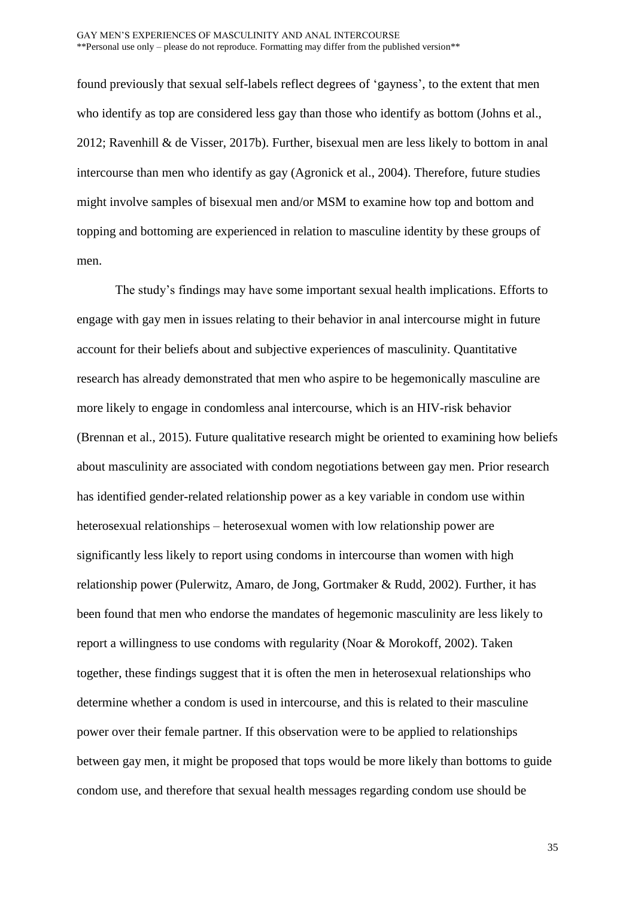found previously that sexual self-labels reflect degrees of 'gayness', to the extent that men who identify as top are considered less gay than those who identify as bottom (Johns et al., 2012; Ravenhill & de Visser, 2017b). Further, bisexual men are less likely to bottom in anal intercourse than men who identify as gay (Agronick et al., 2004). Therefore, future studies might involve samples of bisexual men and/or MSM to examine how top and bottom and topping and bottoming are experienced in relation to masculine identity by these groups of men.

The study's findings may have some important sexual health implications. Efforts to engage with gay men in issues relating to their behavior in anal intercourse might in future account for their beliefs about and subjective experiences of masculinity. Quantitative research has already demonstrated that men who aspire to be hegemonically masculine are more likely to engage in condomless anal intercourse, which is an HIV-risk behavior (Brennan et al., 2015). Future qualitative research might be oriented to examining how beliefs about masculinity are associated with condom negotiations between gay men. Prior research has identified gender-related relationship power as a key variable in condom use within heterosexual relationships – heterosexual women with low relationship power are significantly less likely to report using condoms in intercourse than women with high relationship power (Pulerwitz, Amaro, de Jong, Gortmaker & Rudd, 2002). Further, it has been found that men who endorse the mandates of hegemonic masculinity are less likely to report a willingness to use condoms with regularity (Noar & Morokoff, 2002). Taken together, these findings suggest that it is often the men in heterosexual relationships who determine whether a condom is used in intercourse, and this is related to their masculine power over their female partner. If this observation were to be applied to relationships between gay men, it might be proposed that tops would be more likely than bottoms to guide condom use, and therefore that sexual health messages regarding condom use should be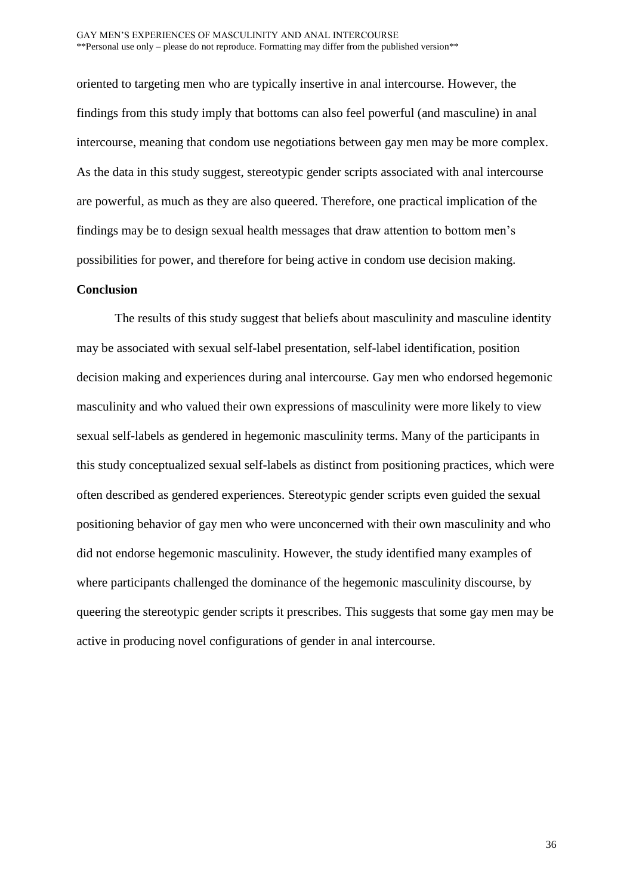oriented to targeting men who are typically insertive in anal intercourse. However, the findings from this study imply that bottoms can also feel powerful (and masculine) in anal intercourse, meaning that condom use negotiations between gay men may be more complex. As the data in this study suggest, stereotypic gender scripts associated with anal intercourse are powerful, as much as they are also queered. Therefore, one practical implication of the findings may be to design sexual health messages that draw attention to bottom men's possibilities for power, and therefore for being active in condom use decision making.

**Conclusion**

The results of this study suggest that beliefs about masculinity and masculine identity may be associated with sexual self-label presentation, self-label identification, position decision making and experiences during anal intercourse. Gay men who endorsed hegemonic masculinity and who valued their own expressions of masculinity were more likely to view sexual self-labels as gendered in hegemonic masculinity terms. Many of the participants in this study conceptualized sexual self-labels as distinct from positioning practices, which were often described as gendered experiences. Stereotypic gender scripts even guided the sexual positioning behavior of gay men who were unconcerned with their own masculinity and who did not endorse hegemonic masculinity. However, the study identified many examples of where participants challenged the dominance of the hegemonic masculinity discourse, by queering the stereotypic gender scripts it prescribes. This suggests that some gay men may be active in producing novel configurations of gender in anal intercourse.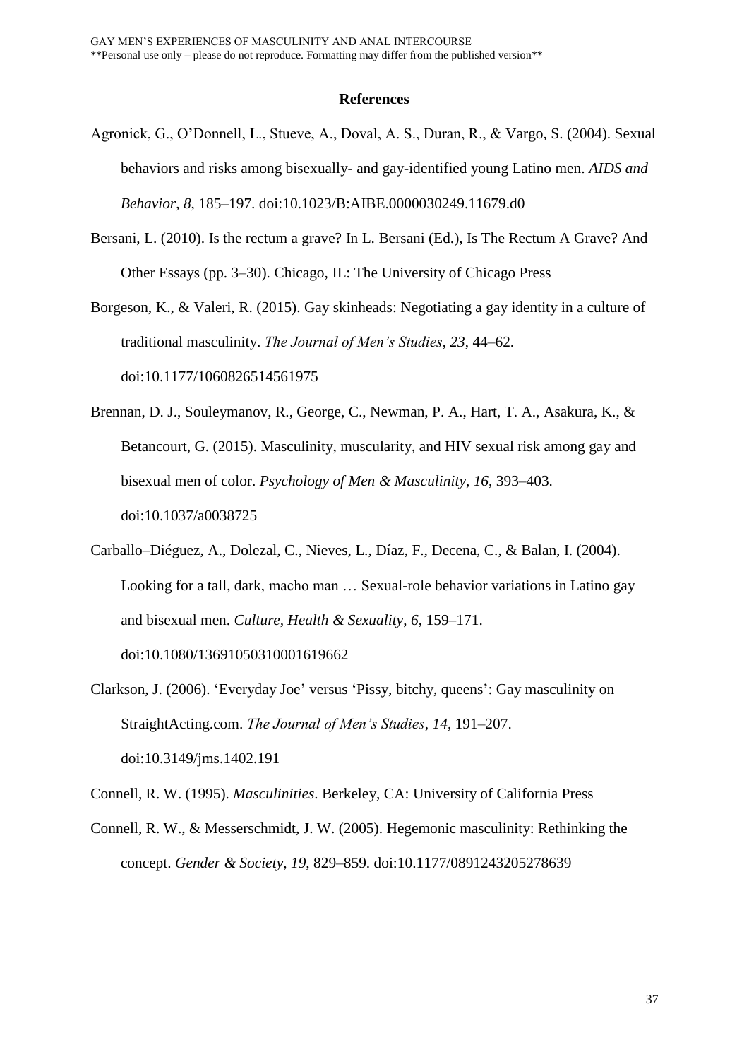## References

Agronick, G., O'Donnell, L., Stueve, A., Doval, A. S., Duran, R., & Vargo, S. (2004). Sexual behaviors and risks among bisexually- and gay-identified young Latino men. *AIDS and Behavior*, *8*, 185–197. doi:10.1023/B:AIBE.0000030249.11679.d0

Bersani, L. (2010). Is the rectum a grave? In L. Bersani (Ed.), Is The Rectum A Grave? And Other Essays (pp. 3–30). Chicago, IL: The University of Chicago Press

Borgeson, K., & Valeri, R. (2015). Gay skinheads: Negotiating a gay identity in a culture of traditional masculinity. *The Journal of Men's Studies*, *23*, 44–62. doi:10.1177/1060826514561975

Brennan, D. J., Souleymanov, R., George, C., Newman, P. A., Hart, T. A., Asakura, K., & Betancourt, G. (2015). Masculinity, muscularity, and HIV sexual risk among gay and bisexual men of color. *Psychology of Men & Masculinity*, *16*, 393–403. doi:10.1037/a0038725

Carballo–Diéguez, A., Dolezal, C., Nieves, L., Díaz, F., Decena, C., & Balan, I. (2004). Looking for a tall, dark, macho man … Sexual-role behavior variations in Latino gay and bisexual men. *Culture, Health & Sexuality*, *6*, 159–171. doi:10.1080/13691050310001619662

Clarkson, J. (2006). 'Everyday Joe' versus 'Pissy, bitchy, queens': Gay masculinity on StraightActing.com. *The Journal of Men's Studies*, *14*, 191–207. doi:10.3149/jms.1402.191

Connell, R. W. (1995). *Masculinities*. Berkeley, CA: University of California Press

Connell, R. W., & Messerschmidt, J. W. (2005). Hegemonic masculinity: Rethinking the concept. *Gender & Society*, *19*, 829–859. doi:10.1177/0891243205278639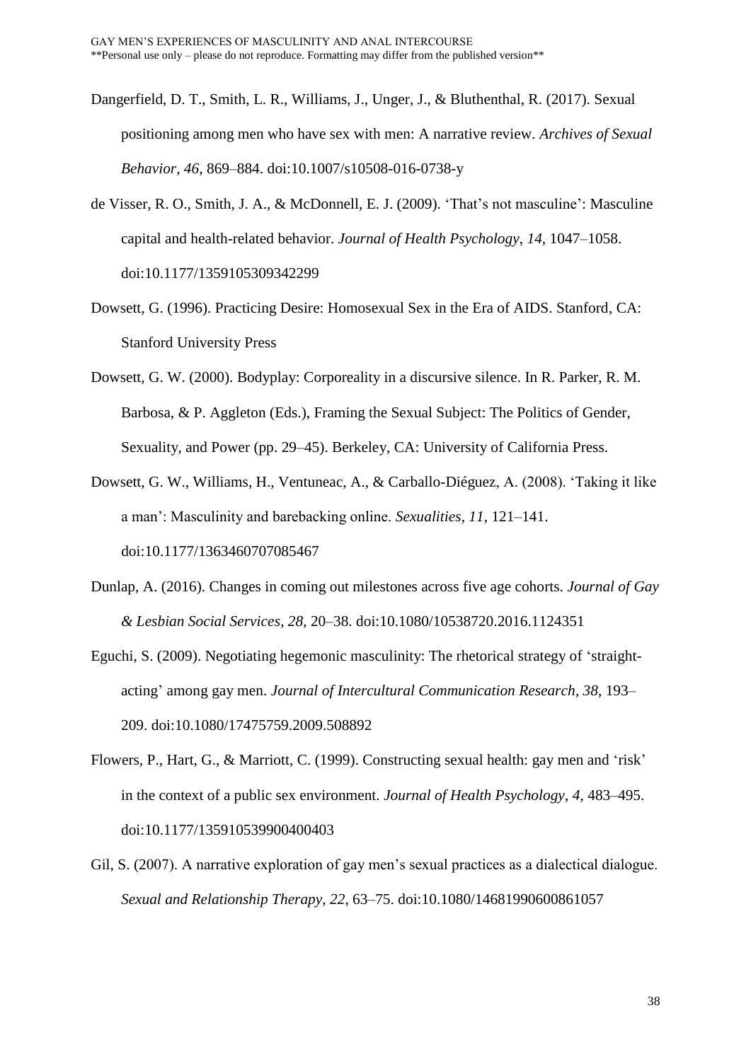Dangerfield, D. T., Smith, L. R., Williams, J., Unger, J., & Bluthenthal, R. (2017). Sexual positioning among men who have sex with men: A narrative review. *Archives of Sexual Behavior*, *46*, 869–884. doi:10.1007/s10508-016-0738-y

de Visser, R. O., Smith, J. A., & McDonnell, E. J. (2009). 'That's not masculine': Masculine capital and health-related behavior. *Journal of Health Psychology*, *14*, 1047–1058. doi:10.1177/1359105309342299

Dowsett, G. (1996). Practicing Desire: Homosexual Sex in the Era of AIDS. Stanford, CA: Stanford University Press

Dowsett, G. W. (2000). Bodyplay: Corporeality in a discursive silence. In R. Parker, R. M. Barbosa, & P. Aggleton (Eds.), Framing the Sexual Subject: The Politics of Gender, Sexuality, and Power (pp. 29–45). Berkeley, CA: University of California Press.

Dowsett, G. W., Williams, H., Ventuneac, A., & Carballo-Diéguez, A. (2008). 'Taking it like a man': Masculinity and barebacking online. *Sexualities*, *11*, 121–141. doi:10.1177/1363460707085467

Dunlap, A. (2016). Changes in coming out milestones across five age cohorts. *Journal of Gay & Lesbian Social Services*, *28*, 20–38. doi:10.1080/10538720.2016.1124351

Eguchi, S. (2009). Negotiating hegemonic masculinity: The rhetorical strategy of 'straight-acting' among gay men. *Journal of Intercultural Communication Research*, *38*, 193–209. doi:10.1080/17475759.2009.508892

Flowers, P., Hart, G., & Marriott, C. (1999). Constructing sexual health: gay men and 'risk' in the context of a public sex environment. *Journal of Health Psychology*, *4*, 483–495. doi:10.1177/135910539900400403

Gil, S. (2007). A narrative exploration of gay men's sexual practices as a dialectical dialogue. *Sexual and Relationship Therapy*, *22*, 63–75. doi:10.1080/14681990600861057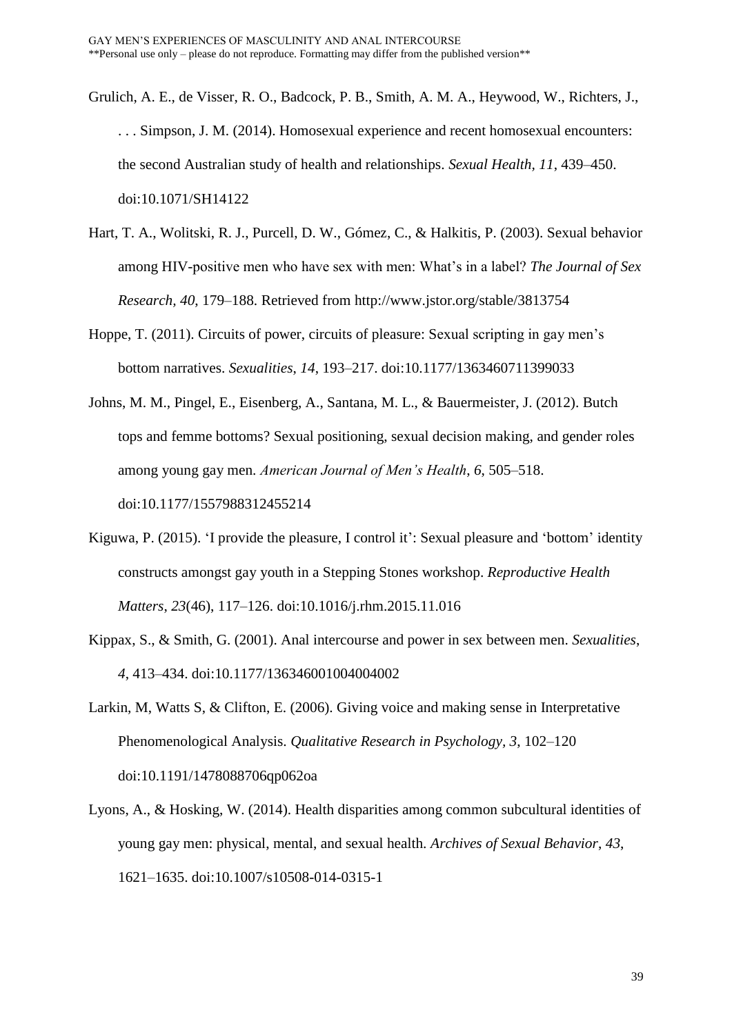Grulich, A. E., de Visser, R. O., Badcock, P. B., Smith, A. M. A., Heywood, W., Richters, J., . . . Simpson, J. M. (2014). Homosexual experience and recent homosexual encounters: the second Australian study of health and relationships. *Sexual Health, 11*, 439–450. doi:10.1071/SH14122

Hart, T. A., Wolitski, R. J., Purcell, D. W., Gómez, C., & Halkitis, P. (2003). Sexual behavior among HIV-positive men who have sex with men: What's in a label? *The Journal of Sex Research*, *40*, 179–188. Retrieved from http://www.jstor.org/stable/3813754

Hoppe, T. (2011). Circuits of power, circuits of pleasure: Sexual scripting in gay men's bottom narratives. *Sexualities*, *14*, 193–217. doi:10.1177/1363460711399033

Johns, M. M., Pingel, E., Eisenberg, A., Santana, M. L., & Bauermeister, J. (2012). Butch tops and femme bottoms? Sexual positioning, sexual decision making, and gender roles among young gay men. *American Journal of Men's Health*, *6*, 505–518. doi:10.1177/1557988312455214

Kiguwa, P. (2015). 'I provide the pleasure, I control it': Sexual pleasure and 'bottom' identity constructs amongst gay youth in a Stepping Stones workshop. *Reproductive Health Matters*, *23*(46), 117–126. doi:10.1016/j.rhm.2015.11.016

Kippax, S., & Smith, G. (2001). Anal intercourse and power in sex between men. *Sexualities*, *4*, 413–434. doi:10.1177/136346001004004002

Larkin, M, Watts S, & Clifton, E. (2006). Giving voice and making sense in Interpretative Phenomenological Analysis. *Qualitative Research in Psychology, 3*, 102–120 doi:10.1191/1478088706qp062oa

Lyons, A., & Hosking, W. (2014). Health disparities among common subcultural identities of young gay men: physical, mental, and sexual health. *Archives of Sexual Behavior*, *43*, 1621–1635. doi:10.1007/s10508-014-0315-1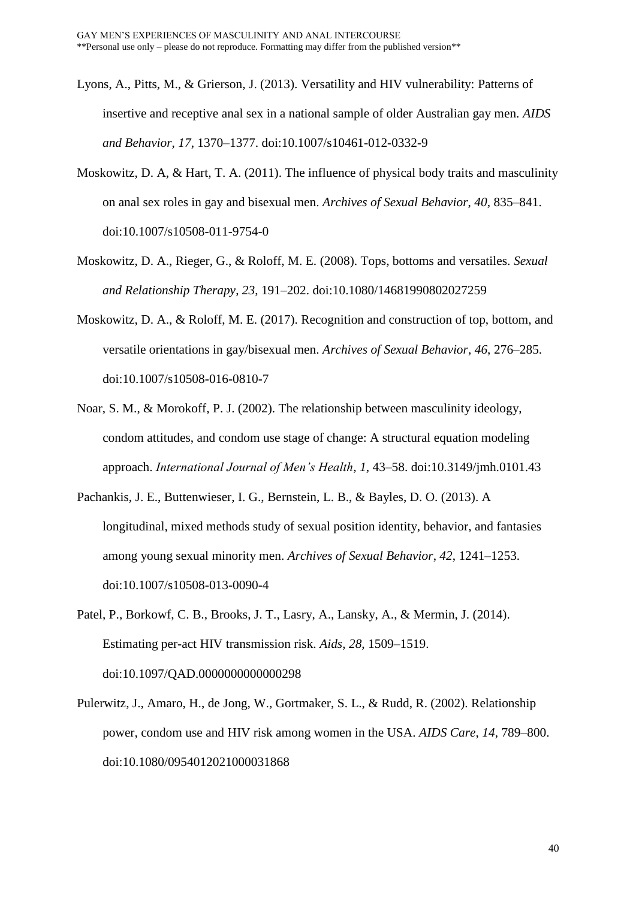Lyons, A., Pitts, M., & Grierson, J. (2013). Versatility and HIV vulnerability: Patterns of insertive and receptive anal sex in a national sample of older Australian gay men. *AIDS and Behavior*, *17*, 1370–1377. doi:10.1007/s10461-012-0332-9

Moskowitz, D. A, & Hart, T. A. (2011). The influence of physical body traits and masculinity on anal sex roles in gay and bisexual men. *Archives of Sexual Behavior*, *40*, 835–841. doi:10.1007/s10508-011-9754-0

Moskowitz, D. A., Rieger, G., & Roloff, M. E. (2008). Tops, bottoms and versatiles. *Sexual and Relationship Therapy*, *23*, 191–202. doi:10.1080/14681990802027259

Moskowitz, D. A., & Roloff, M. E. (2017). Recognition and construction of top, bottom, and versatile orientations in gay/bisexual men. *Archives of Sexual Behavior*, *46*, 276–285. doi:10.1007/s10508-016-0810-7

Noar, S. M., & Morokoff, P. J. (2002). The relationship between masculinity ideology, condom attitudes, and condom use stage of change: A structural equation modeling approach. *International Journal of Men's Health*, *1*, 43–58. doi:10.3149/jmh.0101.43

Pachankis, J. E., Buttenwieser, I. G., Bernstein, L. B., & Bayles, D. O. (2013). A longitudinal, mixed methods study of sexual position identity, behavior, and fantasies among young sexual minority men. *Archives of Sexual Behavior*, *42*, 1241–1253. doi:10.1007/s10508-013-0090-4

Patel, P., Borkowf, C. B., Brooks, J. T., Lasry, A., Lansky, A., & Mermin, J. (2014). Estimating per-act HIV transmission risk. *Aids*, *28*, 1509–1519. doi:10.1097/QAD.0000000000000298

Pulerwitz, J., Amaro, H., de Jong, W., Gortmaker, S. L., & Rudd, R. (2002). Relationship power, condom use and HIV risk among women in the USA. *AIDS Care*, *14*, 789–800. doi:10.1080/0954012021000031868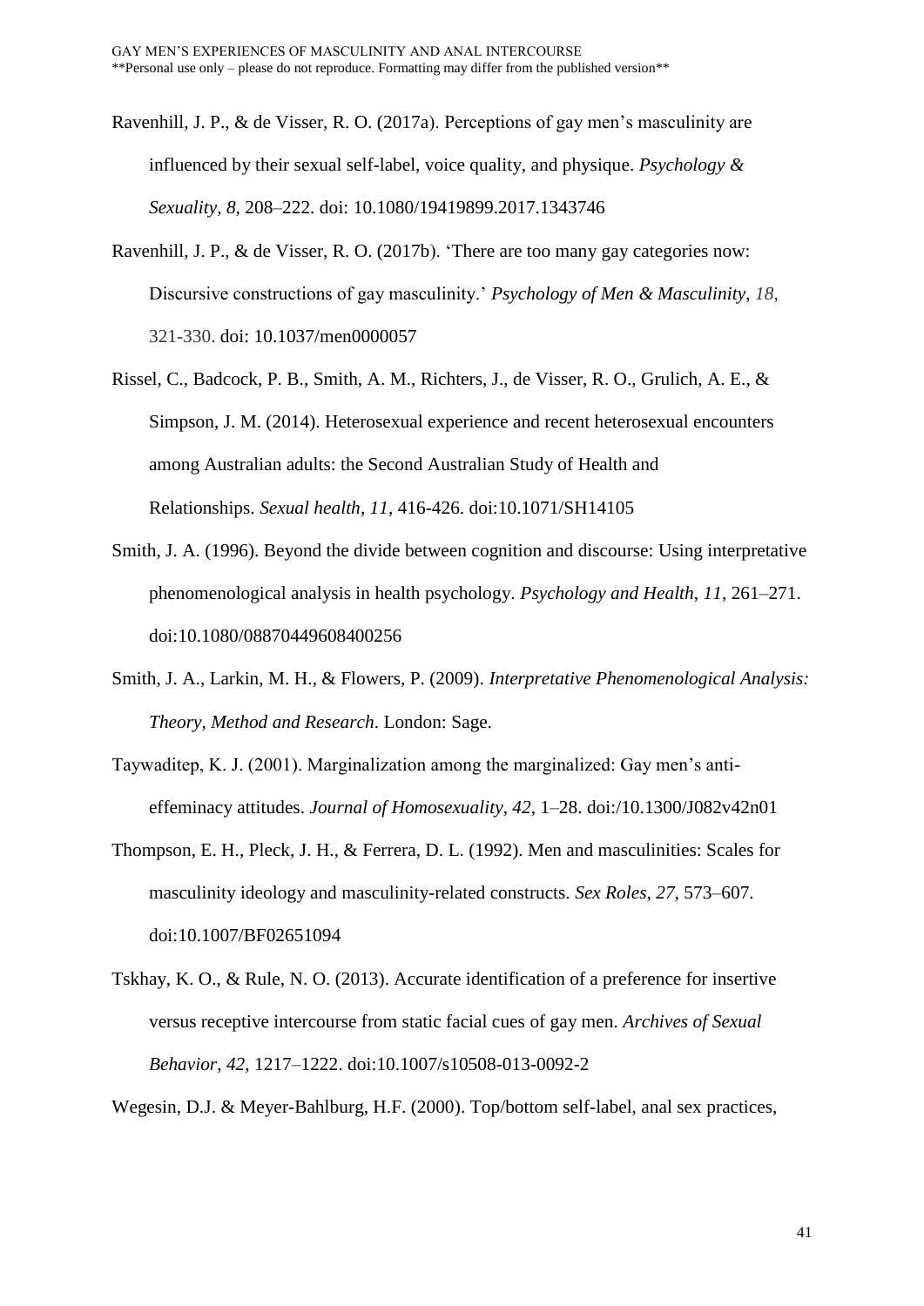Ravenhill, J. P., & de Visser, R. O. (2017a). Perceptions of gay men's masculinity are influenced by their sexual self-label, voice quality, and physique. *Psychology & Sexuality*, *8*, 208–222. doi: 10.1080/19419899.2017.1343746

Ravenhill, J. P., & de Visser, R. O. (2017b). 'There are too many gay categories now: Discursive constructions of gay masculinity.' *Psychology of Men & Masculinity*, *18*, 321-330. doi: 10.1037/men0000057

Rissel, C., Badcock, P. B., Smith, A. M., Richters, J., de Visser, R. O., Grulich, A. E., & Simpson, J. M. (2014). Heterosexual experience and recent heterosexual encounters among Australian adults: the Second Australian Study of Health and Relationships. *Sexual health*, *11*, 416-426. doi:10.1071/SH14105

Smith, J. A. (1996). Beyond the divide between cognition and discourse: Using interpretative phenomenological analysis in health psychology. *Psychology and Health*, *11*, 261–271. doi:10.1080/08870449608400256

Smith, J. A., Larkin, M. H., & Flowers, P. (2009). *Interpretative Phenomenological Analysis: Theory, Method and Research*. London: Sage.

Taywaditep, K. J. (2001). Marginalization among the marginalized: Gay men's anti-effeminacy attitudes. *Journal of Homosexuality*, *42*, 1–28. doi:/10.1300/J082v42n01

Thompson, E. H., Pleck, J. H., & Ferrera, D. L. (1992). Men and masculinities: Scales for masculinity ideology and masculinity-related constructs. *Sex Roles*, *27*, 573–607. doi:10.1007/BF02651094

Tskhay, K. O., & Rule, N. O. (2013). Accurate identification of a preference for insertive versus receptive intercourse from static facial cues of gay men. *Archives of Sexual Behavior*, *42*, 1217–1222. doi:10.1007/s10508-013-0092-2

Wegesin, D.J. & Meyer-Bahlburg, H.F. (2000). Top/bottom self-label, anal sex practices,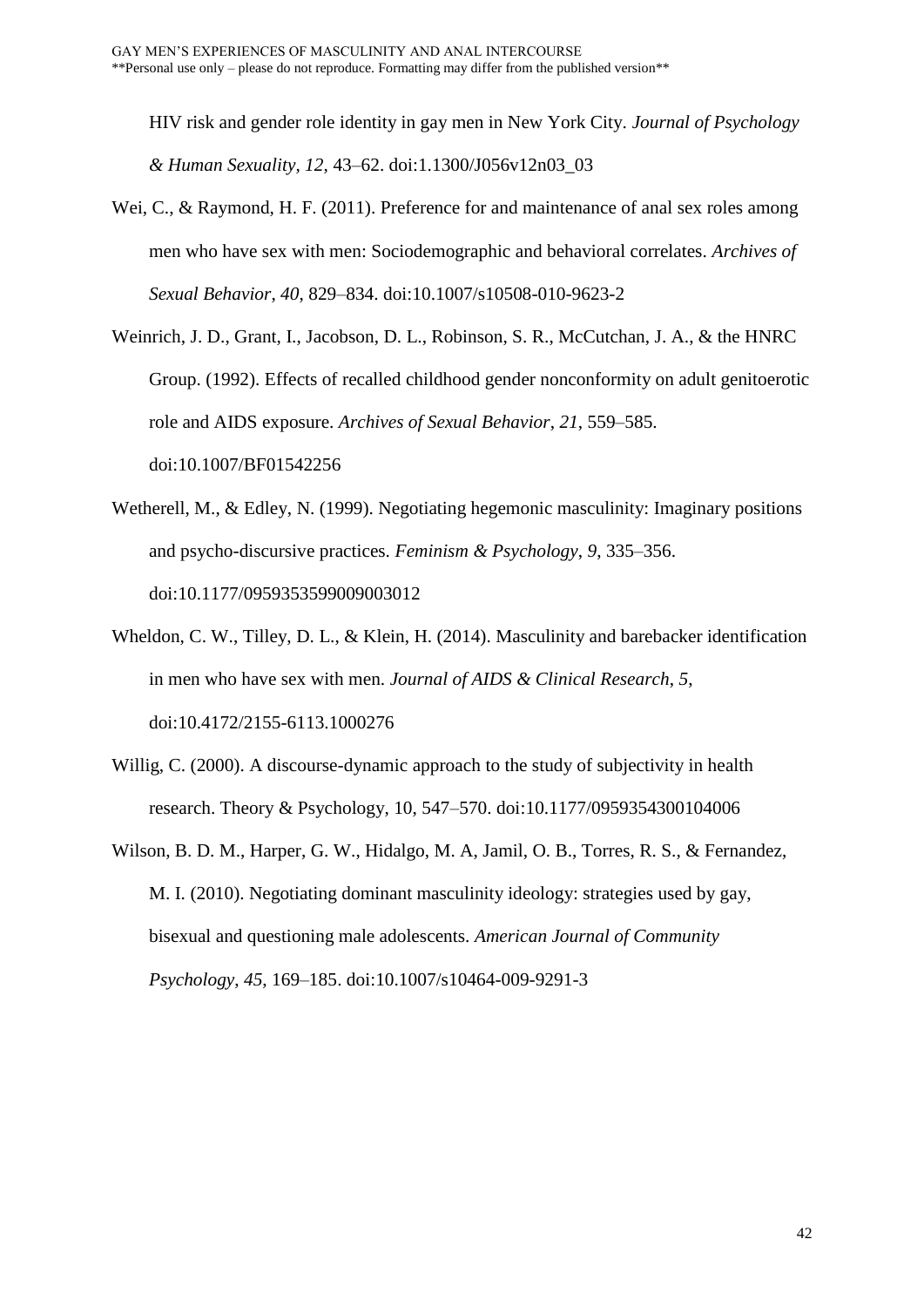HIV risk and gender role identity in gay men in New York City. *Journal of Psychology & Human Sexuality*, *12*, 43–62. doi:1.1300/J056v12n03_03

Wei, C., & Raymond, H. F. (2011). Preference for and maintenance of anal sex roles among men who have sex with men: Sociodemographic and behavioral correlates. *Archives of Sexual Behavior*, *40*, 829–834. doi:10.1007/s10508-010-9623-2

Weinrich, J. D., Grant, I., Jacobson, D. L., Robinson, S. R., McCutchan, J. A., & the HNRC Group. (1992). Effects of recalled childhood gender nonconformity on adult genitoerotic role and AIDS exposure. *Archives of Sexual Behavior*, *21*, 559–585. doi:10.1007/BF01542256

Wetherell, M., & Edley, N. (1999). Negotiating hegemonic masculinity: Imaginary positions and psycho-discursive practices. *Feminism & Psychology*, *9*, 335–356. doi:10.1177/0959353599009003012

Wheldon, C. W., Tilley, D. L., & Klein, H. (2014). Masculinity and barebacker identification in men who have sex with men. *Journal of AIDS & Clinical Research*, *5*, doi:10.4172/2155-6113.1000276

Willig, C. (2000). A discourse-dynamic approach to the study of subjectivity in health research. Theory & Psychology, 10, 547–570. doi:10.1177/0959354300104006

Wilson, B. D. M., Harper, G. W., Hidalgo, M. A, Jamil, O. B., Torres, R. S., & Fernandez, M. I. (2010). Negotiating dominant masculinity ideology: strategies used by gay, bisexual and questioning male adolescents. *American Journal of Community Psychology*, *45*, 169–185. doi:10.1007/s10464-009-9291-3